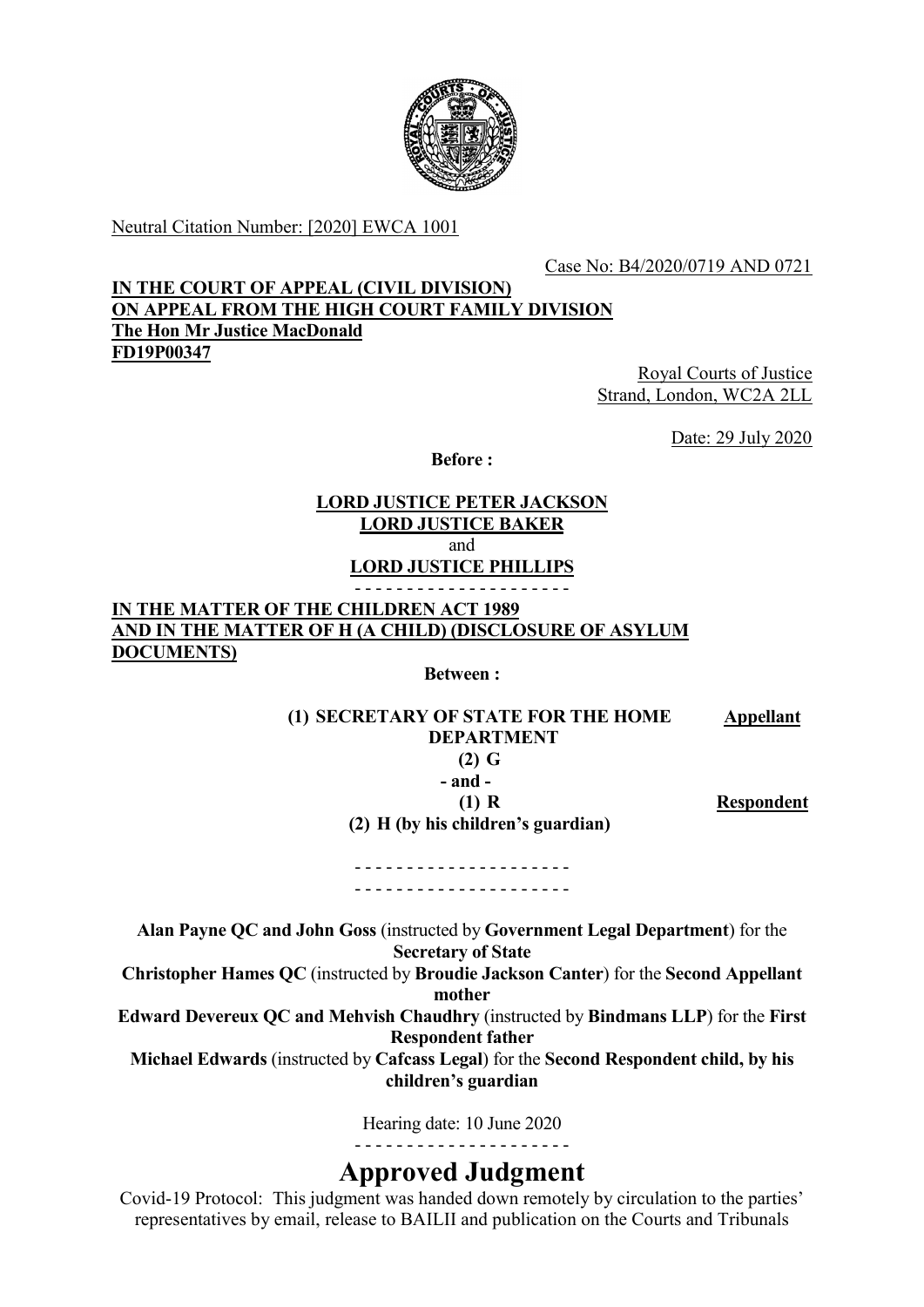Neutral Citation Number: [2020] EWCA 1001

Case No: B4/2020/0719 AND 0721

**IN THE COURT OF APPEAL (CIVIL DIVISION)**
**ON APPEAL FROM THE HIGH COURT FAMILY DIVISION**
**The Hon Mr Justice MacDonald**
**FD19P00347**

Royal Courts of Justice
Strand, London, WC2A 2LL

Date: 29 July 2020

**Before :**

**LORD JUSTICE PETER JACKSON**
**LORD JUSTICE BAKER**
and
**LORD JUSTICE PHILLIPS**

- - - - - - - - - - - - - - - - - - - - -

**IN THE MATTER OF THE CHILDREN ACT 1989**
**AND IN THE MATTER OF H (A CHILD) (DISCLOSURE OF ASYLUM DOCUMENTS)**

**Between :**

| | |
|---|---|
| **(1) SECRETARY OF STATE FOR THE HOME DEPARTMENT** | **Appellant** |
| **(2) G** | |
| **- and -** | |
| **(1) R** | **Respondent** |
| **(2) H (by his children's guardian)** | |

- - - - - - - - - - - - - - - - - - - - -
- - - - - - - - - - - - - - - - - - - - -

**Alan Payne QC and John Goss** (instructed by **Government Legal Department**) for the **Secretary of State**
**Christopher Hames QC** (instructed by **Broudie Jackson Canter**) for the **Second Appellant mother**
**Edward Devereux QC and Mehvish Chaudhry** (instructed by **Bindmans LLP**) for the **First Respondent father**
**Michael Edwards** (instructed by **Cafcass Legal**) for the **Second Respondent child, by his children's guardian**

Hearing date: 10 June 2020

- - - - - - - - - - - - - - - - - - - - -

# Approved Judgment

Covid-19 Protocol: This judgment was handed down remotely by circulation to the parties' representatives by email, release to BAILII and publication on the Courts and Tribunals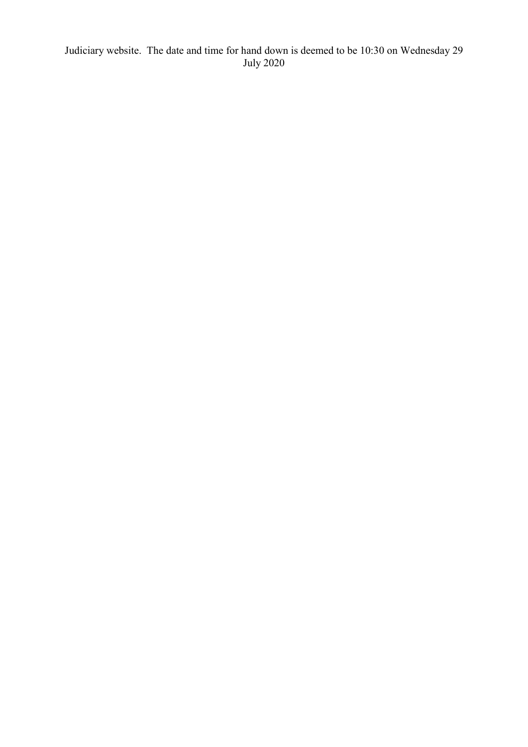Judiciary website. The date and time for hand down is deemed to be 10:30 on Wednesday 29 July 2020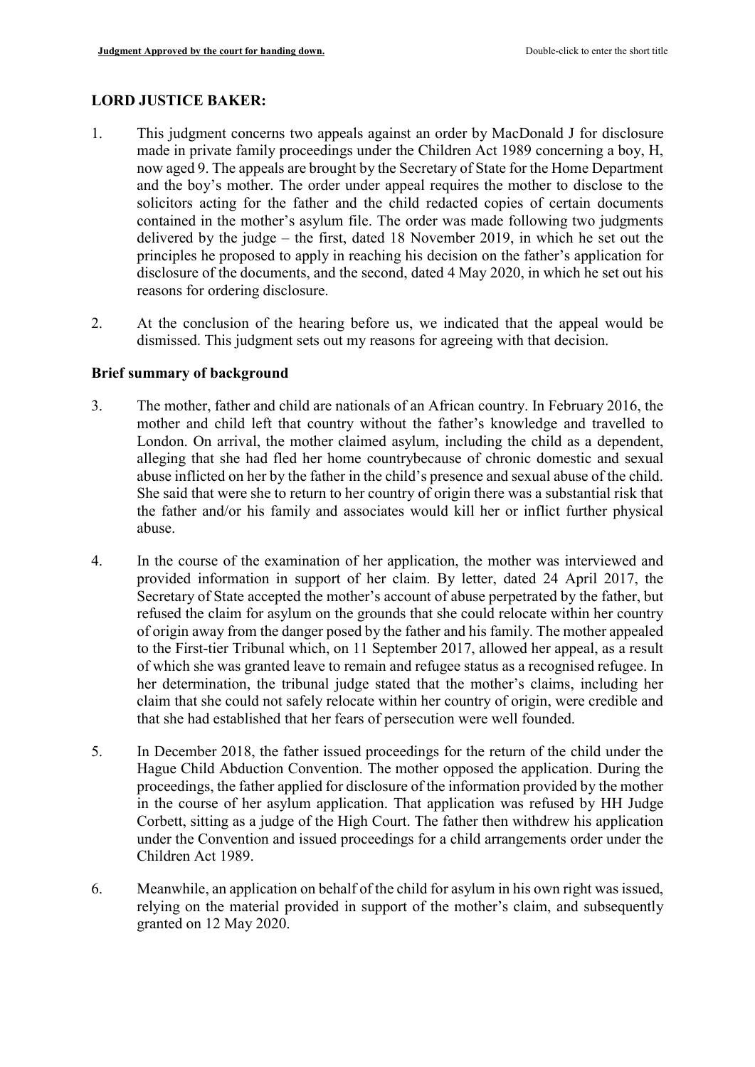## LORD JUSTICE BAKER:

1. This judgment concerns two appeals against an order by MacDonald J for disclosure made in private family proceedings under the Children Act 1989 concerning a boy, H, now aged 9. The appeals are brought by the Secretary of State for the Home Department and the boy's mother. The order under appeal requires the mother to disclose to the solicitors acting for the father and the child redacted copies of certain documents contained in the mother's asylum file. The order was made following two judgments delivered by the judge – the first, dated 18 November 2019, in which he set out the principles he proposed to apply in reaching his decision on the father's application for disclosure of the documents, and the second, dated 4 May 2020, in which he set out his reasons for ordering disclosure.

2. At the conclusion of the hearing before us, we indicated that the appeal would be dismissed. This judgment sets out my reasons for agreeing with that decision.

### Brief summary of background

3. The mother, father and child are nationals of an African country. In February 2016, the mother and child left that country without the father's knowledge and travelled to London. On arrival, the mother claimed asylum, including the child as a dependent, alleging that she had fled her home countrybecause of chronic domestic and sexual abuse inflicted on her by the father in the child's presence and sexual abuse of the child. She said that were she to return to her country of origin there was a substantial risk that the father and/or his family and associates would kill her or inflict further physical abuse.

4. In the course of the examination of her application, the mother was interviewed and provided information in support of her claim. By letter, dated 24 April 2017, the Secretary of State accepted the mother's account of abuse perpetrated by the father, but refused the claim for asylum on the grounds that she could relocate within her country of origin away from the danger posed by the father and his family. The mother appealed to the First-tier Tribunal which, on 11 September 2017, allowed her appeal, as a result of which she was granted leave to remain and refugee status as a recognised refugee. In her determination, the tribunal judge stated that the mother's claims, including her claim that she could not safely relocate within her country of origin, were credible and that she had established that her fears of persecution were well founded.

5. In December 2018, the father issued proceedings for the return of the child under the Hague Child Abduction Convention. The mother opposed the application. During the proceedings, the father applied for disclosure of the information provided by the mother in the course of her asylum application. That application was refused by HH Judge Corbett, sitting as a judge of the High Court. The father then withdrew his application under the Convention and issued proceedings for a child arrangements order under the Children Act 1989.

6. Meanwhile, an application on behalf of the child for asylum in his own right was issued, relying on the material provided in support of the mother's claim, and subsequently granted on 12 May 2020.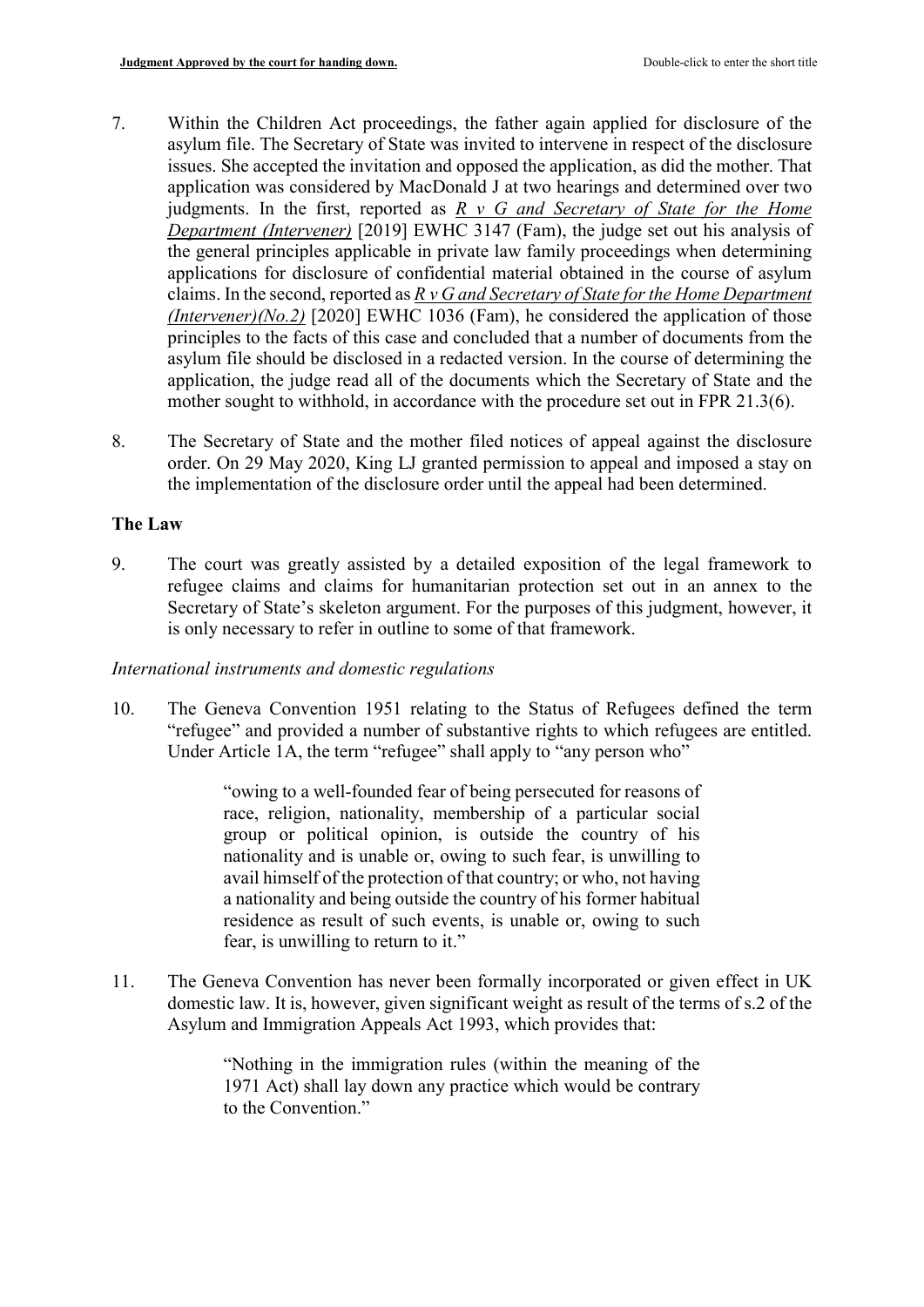7. Within the Children Act proceedings, the father again applied for disclosure of the asylum file. The Secretary of State was invited to intervene in respect of the disclosure issues. She accepted the invitation and opposed the application, as did the mother. That application was considered by MacDonald J at two hearings and determined over two judgments. In the first, reported as *R v G and Secretary of State for the Home Department (Intervener)* [2019] EWHC 3147 (Fam), the judge set out his analysis of the general principles applicable in private law family proceedings when determining applications for disclosure of confidential material obtained in the course of asylum claims. In the second, reported as *R v G and Secretary of State for the Home Department (Intervener)(No.2)* [2020] EWHC 1036 (Fam), he considered the application of those principles to the facts of this case and concluded that a number of documents from the asylum file should be disclosed in a redacted version. In the course of determining the application, the judge read all of the documents which the Secretary of State and the mother sought to withhold, in accordance with the procedure set out in FPR 21.3(6).

8. The Secretary of State and the mother filed notices of appeal against the disclosure order. On 29 May 2020, King LJ granted permission to appeal and imposed a stay on the implementation of the disclosure order until the appeal had been determined.

## The Law

9. The court was greatly assisted by a detailed exposition of the legal framework to refugee claims and claims for humanitarian protection set out in an annex to the Secretary of State's skeleton argument. For the purposes of this judgment, however, it is only necessary to refer in outline to some of that framework.

### *International instruments and domestic regulations*

10. The Geneva Convention 1951 relating to the Status of Refugees defined the term "refugee" and provided a number of substantive rights to which refugees are entitled. Under Article 1A, the term "refugee" shall apply to "any person who"

> "owing to a well-founded fear of being persecuted for reasons of race, religion, nationality, membership of a particular social group or political opinion, is outside the country of his nationality and is unable or, owing to such fear, is unwilling to avail himself of the protection of that country; or who, not having a nationality and being outside the country of his former habitual residence as result of such events, is unable or, owing to such fear, is unwilling to return to it."

11. The Geneva Convention has never been formally incorporated or given effect in UK domestic law. It is, however, given significant weight as result of the terms of s.2 of the Asylum and Immigration Appeals Act 1993, which provides that:

> "Nothing in the immigration rules (within the meaning of the 1971 Act) shall lay down any practice which would be contrary to the Convention."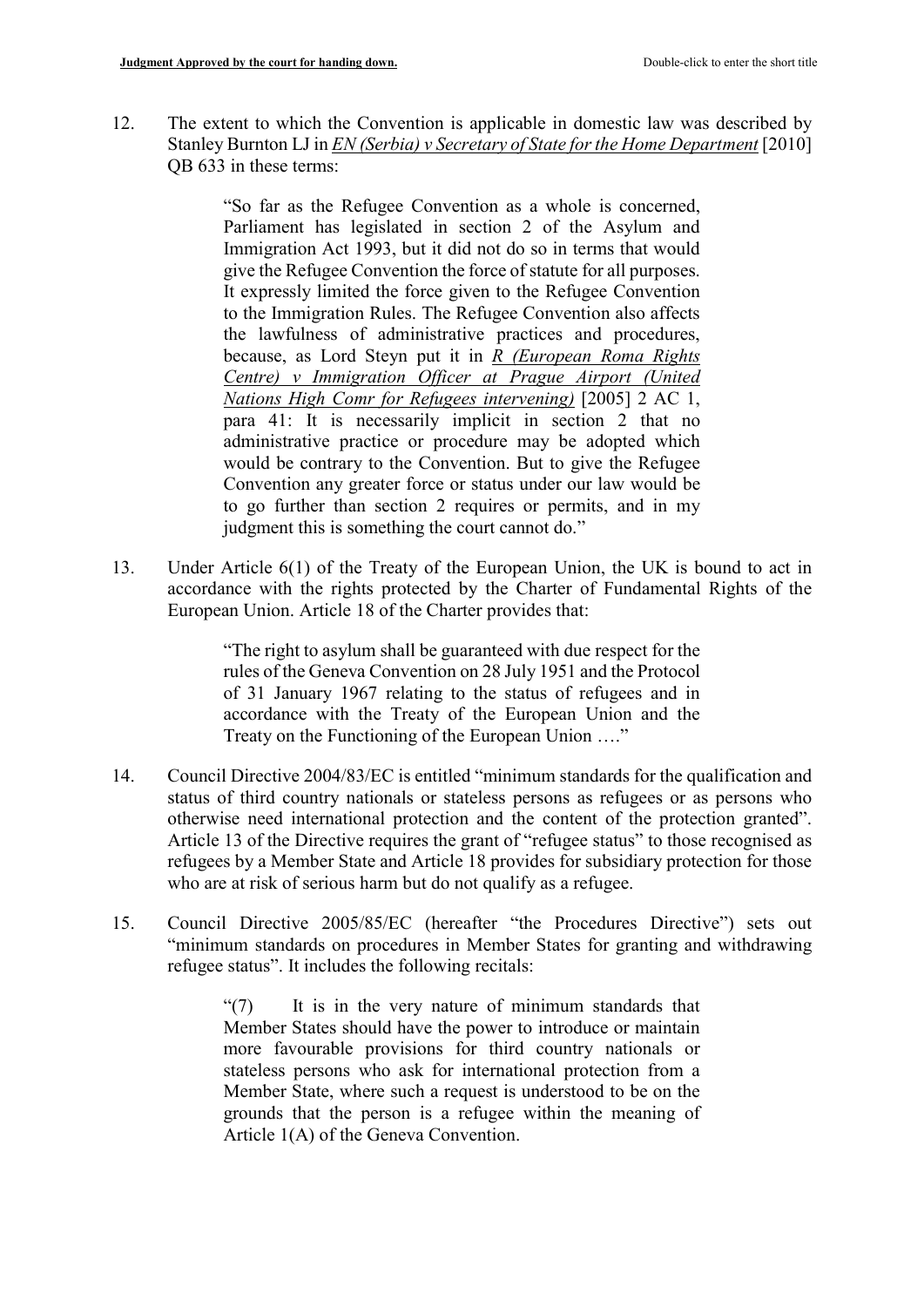12. The extent to which the Convention is applicable in domestic law was described by Stanley Burnton LJ in *EN (Serbia) v Secretary of State for the Home Department* [2010] QB 633 in these terms:

> "So far as the Refugee Convention as a whole is concerned, Parliament has legislated in section 2 of the Asylum and Immigration Act 1993, but it did not do so in terms that would give the Refugee Convention the force of statute for all purposes. It expressly limited the force given to the Refugee Convention to the Immigration Rules. The Refugee Convention also affects the lawfulness of administrative practices and procedures, because, as Lord Steyn put it in *R (European Roma Rights Centre) v Immigration Officer at Prague Airport (United Nations High Comr for Refugees intervening)* [2005] 2 AC 1, para 41: It is necessarily implicit in section 2 that no administrative practice or procedure may be adopted which would be contrary to the Convention. But to give the Refugee Convention any greater force or status under our law would be to go further than section 2 requires or permits, and in my judgment this is something the court cannot do."

13. Under Article 6(1) of the Treaty of the European Union, the UK is bound to act in accordance with the rights protected by the Charter of Fundamental Rights of the European Union. Article 18 of the Charter provides that:

> "The right to asylum shall be guaranteed with due respect for the rules of the Geneva Convention on 28 July 1951 and the Protocol of 31 January 1967 relating to the status of refugees and in accordance with the Treaty of the European Union and the Treaty on the Functioning of the European Union …."

14. Council Directive 2004/83/EC is entitled "minimum standards for the qualification and status of third country nationals or stateless persons as refugees or as persons who otherwise need international protection and the content of the protection granted". Article 13 of the Directive requires the grant of "refugee status" to those recognised as refugees by a Member State and Article 18 provides for subsidiary protection for those who are at risk of serious harm but do not qualify as a refugee.

15. Council Directive 2005/85/EC (hereafter "the Procedures Directive") sets out "minimum standards on procedures in Member States for granting and withdrawing refugee status". It includes the following recitals:

> "(7) It is in the very nature of minimum standards that Member States should have the power to introduce or maintain more favourable provisions for third country nationals or stateless persons who ask for international protection from a Member State, where such a request is understood to be on the grounds that the person is a refugee within the meaning of Article 1(A) of the Geneva Convention.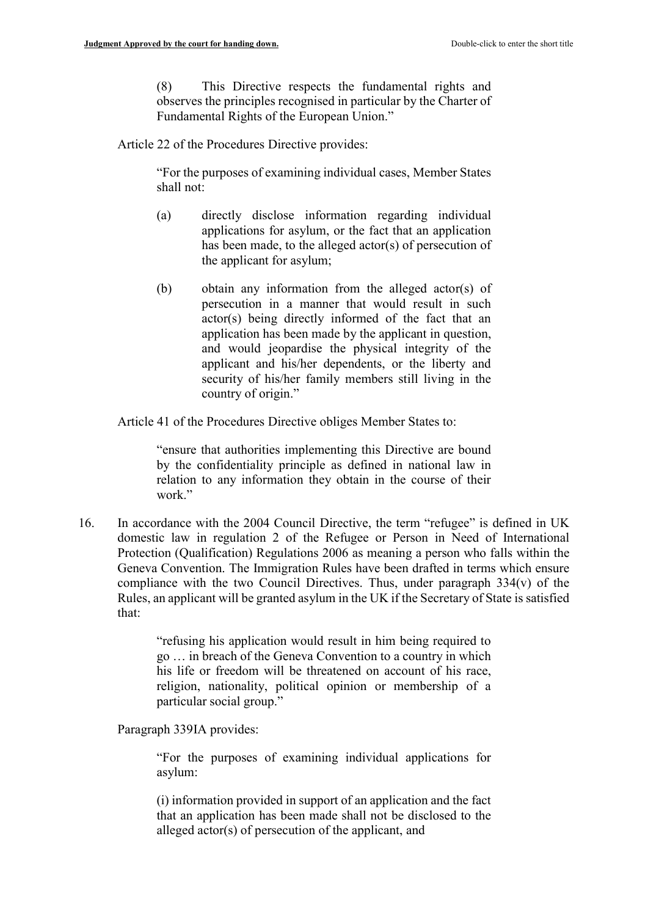> (8) This Directive respects the fundamental rights and observes the principles recognised in particular by the Charter of Fundamental Rights of the European Union."

Article 22 of the Procedures Directive provides:

> "For the purposes of examining individual cases, Member States shall not:
>
> (a) directly disclose information regarding individual applications for asylum, or the fact that an application has been made, to the alleged actor(s) of persecution of the applicant for asylum;
>
> (b) obtain any information from the alleged actor(s) of persecution in a manner that would result in such actor(s) being directly informed of the fact that an application has been made by the applicant in question, and would jeopardise the physical integrity of the applicant and his/her dependents, or the liberty and security of his/her family members still living in the country of origin."

Article 41 of the Procedures Directive obliges Member States to:

> "ensure that authorities implementing this Directive are bound by the confidentiality principle as defined in national law in relation to any information they obtain in the course of their work."

16. In accordance with the 2004 Council Directive, the term "refugee" is defined in UK domestic law in regulation 2 of the Refugee or Person in Need of International Protection (Qualification) Regulations 2006 as meaning a person who falls within the Geneva Convention. The Immigration Rules have been drafted in terms which ensure compliance with the two Council Directives. Thus, under paragraph 334(v) of the Rules, an applicant will be granted asylum in the UK if the Secretary of State is satisfied that:

> "refusing his application would result in him being required to go … in breach of the Geneva Convention to a country in which his life or freedom will be threatened on account of his race, religion, nationality, political opinion or membership of a particular social group."

Paragraph 339IA provides:

> "For the purposes of examining individual applications for asylum:
>
> (i) information provided in support of an application and the fact that an application has been made shall not be disclosed to the alleged actor(s) of persecution of the applicant, and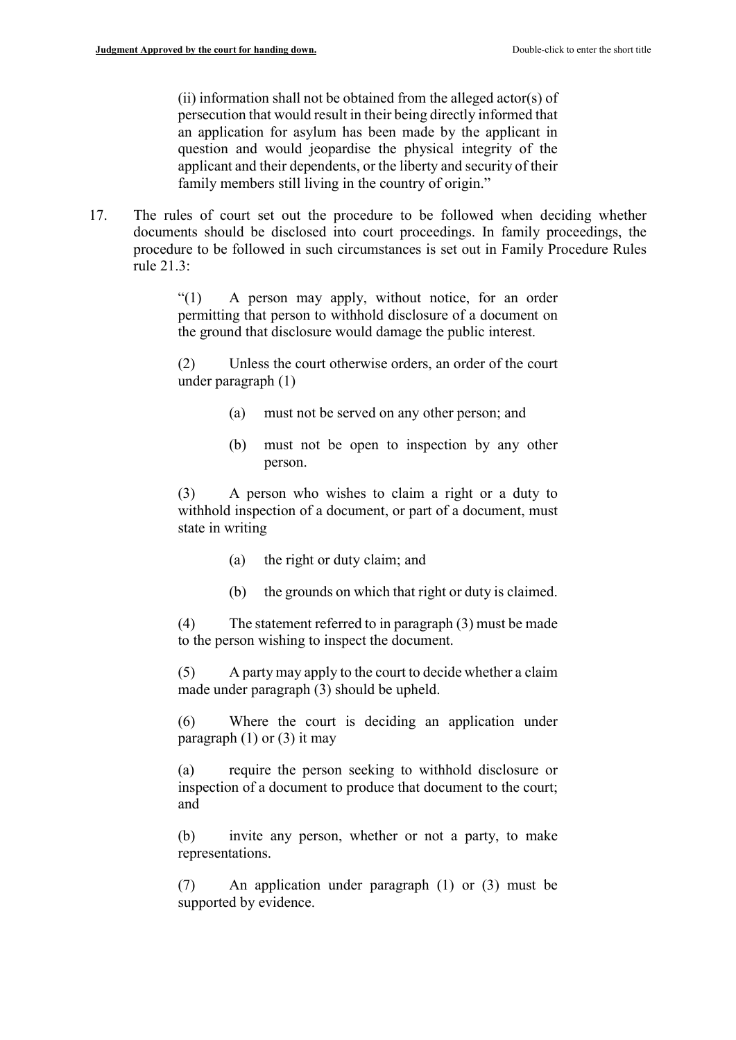> (ii) information shall not be obtained from the alleged actor(s) of persecution that would result in their being directly informed that an application for asylum has been made by the applicant in question and would jeopardise the physical integrity of the applicant and their dependents, or the liberty and security of their family members still living in the country of origin."

17. The rules of court set out the procedure to be followed when deciding whether documents should be disclosed into court proceedings. In family proceedings, the procedure to be followed in such circumstances is set out in Family Procedure Rules rule 21.3:

> "(1) A person may apply, without notice, for an order permitting that person to withhold disclosure of a document on the ground that disclosure would damage the public interest.
>
> (2) Unless the court otherwise orders, an order of the court under paragraph (1)
>
> > (a) must not be served on any other person; and
> >
> > (b) must not be open to inspection by any other person.
>
> (3) A person who wishes to claim a right or a duty to withhold inspection of a document, or part of a document, must state in writing
>
> > (a) the right or duty claim; and
> >
> > (b) the grounds on which that right or duty is claimed.
>
> (4) The statement referred to in paragraph (3) must be made to the person wishing to inspect the document.
>
> (5) A party may apply to the court to decide whether a claim made under paragraph (3) should be upheld.
>
> (6) Where the court is deciding an application under paragraph (1) or (3) it may
>
> (a) require the person seeking to withhold disclosure or inspection of a document to produce that document to the court; and
>
> (b) invite any person, whether or not a party, to make representations.
>
> (7) An application under paragraph (1) or (3) must be supported by evidence.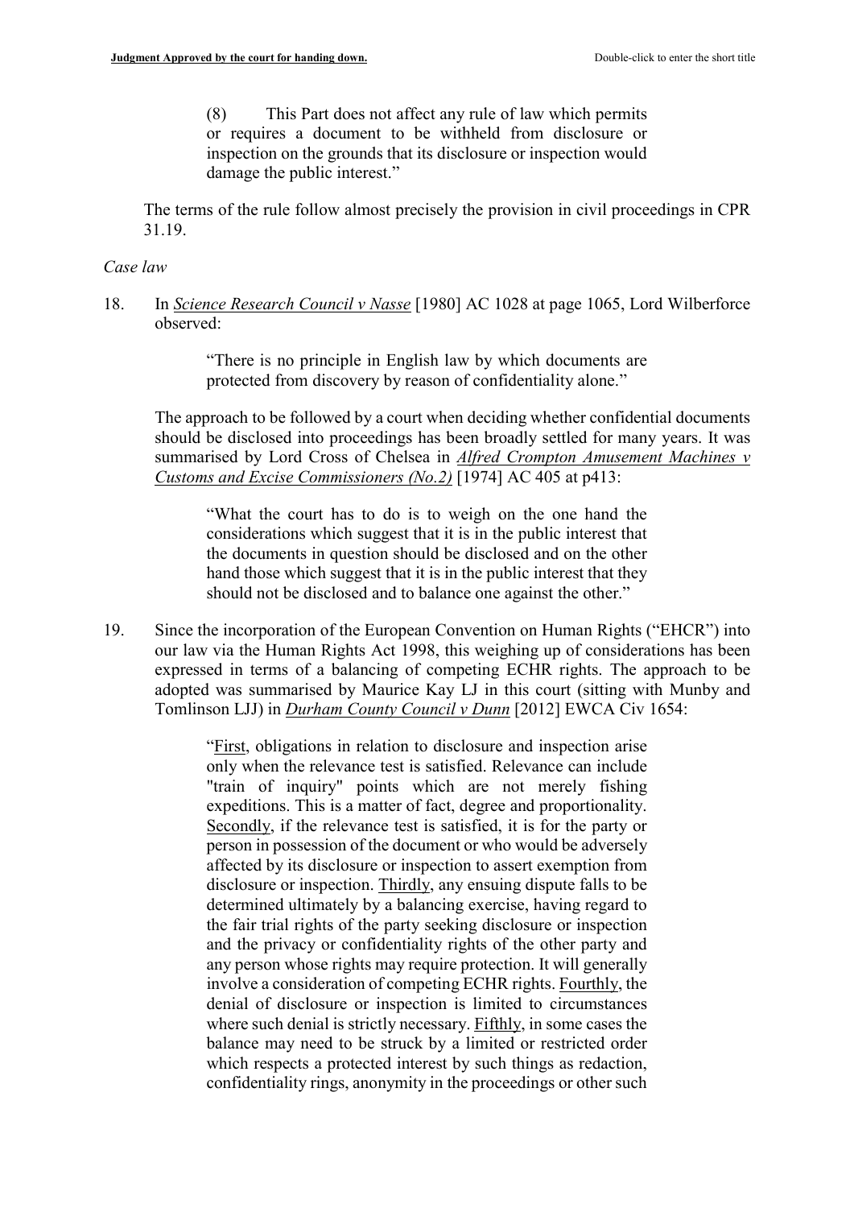> (8) This Part does not affect any rule of law which permits or requires a document to be withheld from disclosure or inspection on the grounds that its disclosure or inspection would damage the public interest."

The terms of the rule follow almost precisely the provision in civil proceedings in CPR 31.19.

*Case law*

18. In *Science Research Council v Nasse* [1980] AC 1028 at page 1065, Lord Wilberforce observed:

> "There is no principle in English law by which documents are protected from discovery by reason of confidentiality alone."

The approach to be followed by a court when deciding whether confidential documents should be disclosed into proceedings has been broadly settled for many years. It was summarised by Lord Cross of Chelsea in *Alfred Crompton Amusement Machines v Customs and Excise Commissioners (No.2)* [1974] AC 405 at p413:

> "What the court has to do is to weigh on the one hand the considerations which suggest that it is in the public interest that the documents in question should be disclosed and on the other hand those which suggest that it is in the public interest that they should not be disclosed and to balance one against the other."

19. Since the incorporation of the European Convention on Human Rights ("EHCR") into our law via the Human Rights Act 1998, this weighing up of considerations has been expressed in terms of a balancing of competing ECHR rights. The approach to be adopted was summarised by Maurice Kay LJ in this court (sitting with Munby and Tomlinson LJJ) in *Durham County Council v Dunn* [2012] EWCA Civ 1654:

> "First, obligations in relation to disclosure and inspection arise only when the relevance test is satisfied. Relevance can include "train of inquiry" points which are not merely fishing expeditions. This is a matter of fact, degree and proportionality. Secondly, if the relevance test is satisfied, it is for the party or person in possession of the document or who would be adversely affected by its disclosure or inspection to assert exemption from disclosure or inspection. Thirdly, any ensuing dispute falls to be determined ultimately by a balancing exercise, having regard to the fair trial rights of the party seeking disclosure or inspection and the privacy or confidentiality rights of the other party and any person whose rights may require protection. It will generally involve a consideration of competing ECHR rights. Fourthly, the denial of disclosure or inspection is limited to circumstances where such denial is strictly necessary. Fifthly, in some cases the balance may need to be struck by a limited or restricted order which respects a protected interest by such things as redaction, confidentiality rings, anonymity in the proceedings or other such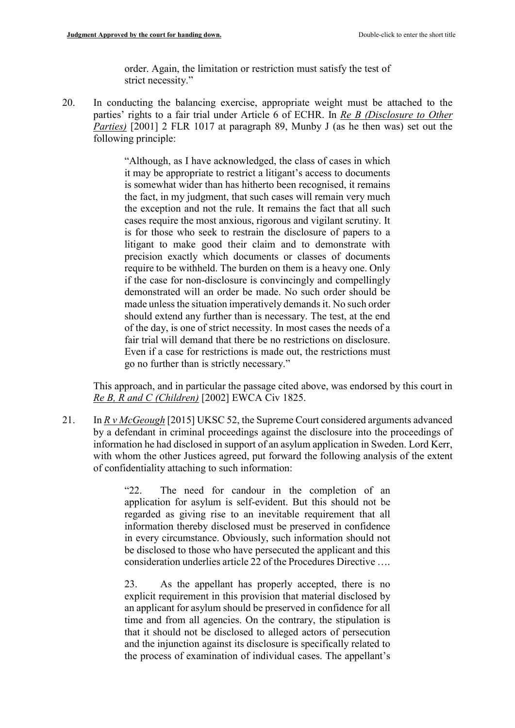order. Again, the limitation or restriction must satisfy the test of strict necessity."

20. In conducting the balancing exercise, appropriate weight must be attached to the parties' rights to a fair trial under Article 6 of ECHR. In *Re B (Disclosure to Other Parties)* [2001] 2 FLR 1017 at paragraph 89, Munby J (as he then was) set out the following principle:

> "Although, as I have acknowledged, the class of cases in which it may be appropriate to restrict a litigant's access to documents is somewhat wider than has hitherto been recognised, it remains the fact, in my judgment, that such cases will remain very much the exception and not the rule. It remains the fact that all such cases require the most anxious, rigorous and vigilant scrutiny. It is for those who seek to restrain the disclosure of papers to a litigant to make good their claim and to demonstrate with precision exactly which documents or classes of documents require to be withheld. The burden on them is a heavy one. Only if the case for non-disclosure is convincingly and compellingly demonstrated will an order be made. No such order should be made unless the situation imperatively demands it. No such order should extend any further than is necessary. The test, at the end of the day, is one of strict necessity. In most cases the needs of a fair trial will demand that there be no restrictions on disclosure. Even if a case for restrictions is made out, the restrictions must go no further than is strictly necessary."

This approach, and in particular the passage cited above, was endorsed by this court in *Re B, R and C (Children)* [2002] EWCA Civ 1825.

21. In *R v McGeough* [2015] UKSC 52, the Supreme Court considered arguments advanced by a defendant in criminal proceedings against the disclosure into the proceedings of information he had disclosed in support of an asylum application in Sweden. Lord Kerr, with whom the other Justices agreed, put forward the following analysis of the extent of confidentiality attaching to such information:

> "22. The need for candour in the completion of an application for asylum is self-evident. But this should not be regarded as giving rise to an inevitable requirement that all information thereby disclosed must be preserved in confidence in every circumstance. Obviously, such information should not be disclosed to those who have persecuted the applicant and this consideration underlies article 22 of the Procedures Directive ….
>
> 23. As the appellant has properly accepted, there is no explicit requirement in this provision that material disclosed by an applicant for asylum should be preserved in confidence for all time and from all agencies. On the contrary, the stipulation is that it should not be disclosed to alleged actors of persecution and the injunction against its disclosure is specifically related to the process of examination of individual cases. The appellant's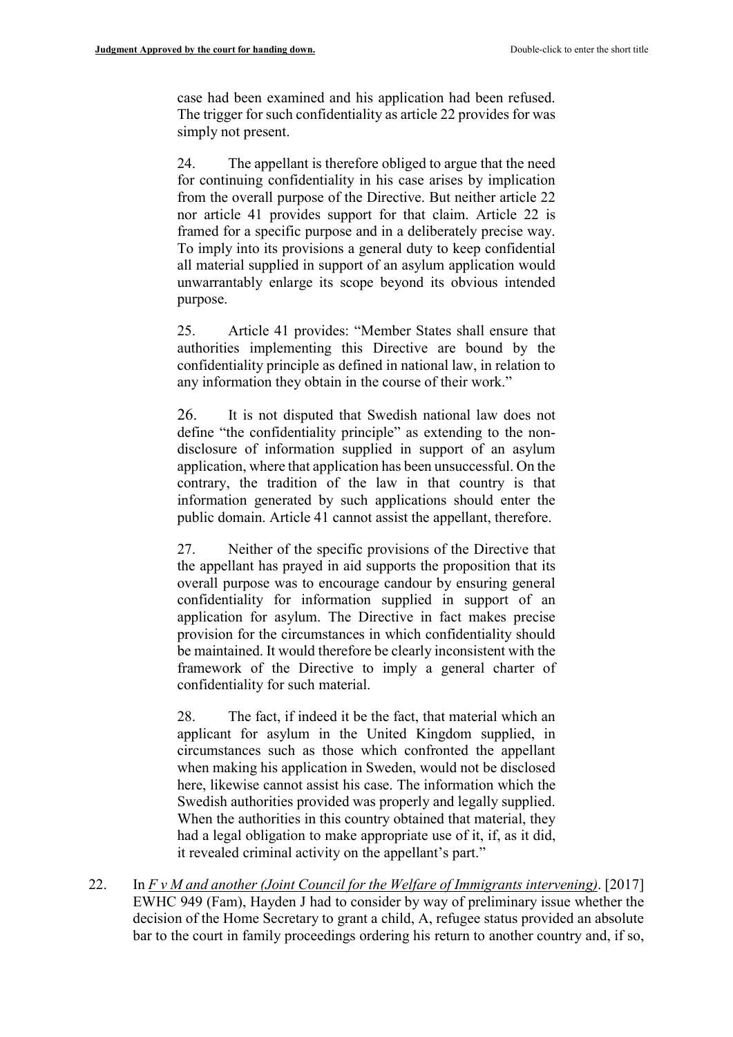case had been examined and his application had been refused. The trigger for such confidentiality as article 22 provides for was simply not present.

24. The appellant is therefore obliged to argue that the need for continuing confidentiality in his case arises by implication from the overall purpose of the Directive. But neither article 22 nor article 41 provides support for that claim. Article 22 is framed for a specific purpose and in a deliberately precise way. To imply into its provisions a general duty to keep confidential all material supplied in support of an asylum application would unwarrantably enlarge its scope beyond its obvious intended purpose.

25. Article 41 provides: "Member States shall ensure that authorities implementing this Directive are bound by the confidentiality principle as defined in national law, in relation to any information they obtain in the course of their work."

26. It is not disputed that Swedish national law does not define "the confidentiality principle" as extending to the non-disclosure of information supplied in support of an asylum application, where that application has been unsuccessful. On the contrary, the tradition of the law in that country is that information generated by such applications should enter the public domain. Article 41 cannot assist the appellant, therefore.

27. Neither of the specific provisions of the Directive that the appellant has prayed in aid supports the proposition that its overall purpose was to encourage candour by ensuring general confidentiality for information supplied in support of an application for asylum. The Directive in fact makes precise provision for the circumstances in which confidentiality should be maintained. It would therefore be clearly inconsistent with the framework of the Directive to imply a general charter of confidentiality for such material.

28. The fact, if indeed it be the fact, that material which an applicant for asylum in the United Kingdom supplied, in circumstances such as those which confronted the appellant when making his application in Sweden, would not be disclosed here, likewise cannot assist his case. The information which the Swedish authorities provided was properly and legally supplied. When the authorities in this country obtained that material, they had a legal obligation to make appropriate use of it, if, as it did, it revealed criminal activity on the appellant's part."

22. In *F v M and another (Joint Council for the Welfare of Immigrants intervening)*. [2017] EWHC 949 (Fam), Hayden J had to consider by way of preliminary issue whether the decision of the Home Secretary to grant a child, A, refugee status provided an absolute bar to the court in family proceedings ordering his return to another country and, if so,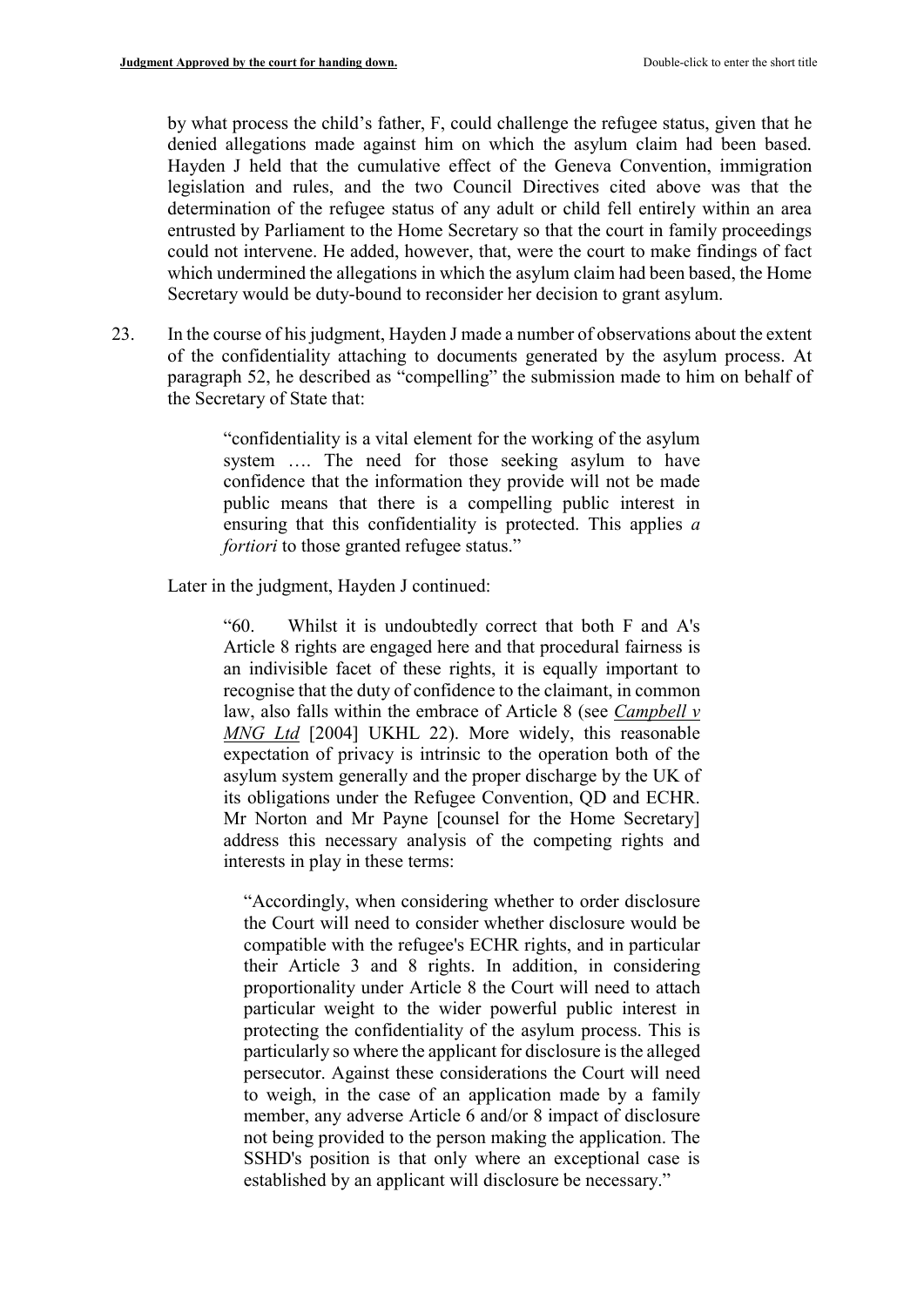by what process the child's father, F, could challenge the refugee status, given that he denied allegations made against him on which the asylum claim had been based. Hayden J held that the cumulative effect of the Geneva Convention, immigration legislation and rules, and the two Council Directives cited above was that the determination of the refugee status of any adult or child fell entirely within an area entrusted by Parliament to the Home Secretary so that the court in family proceedings could not intervene. He added, however, that, were the court to make findings of fact which undermined the allegations in which the asylum claim had been based, the Home Secretary would be duty-bound to reconsider her decision to grant asylum.

23. In the course of his judgment, Hayden J made a number of observations about the extent of the confidentiality attaching to documents generated by the asylum process. At paragraph 52, he described as "compelling" the submission made to him on behalf of the Secretary of State that:

> "confidentiality is a vital element for the working of the asylum system …. The need for those seeking asylum to have confidence that the information they provide will not be made public means that there is a compelling public interest in ensuring that this confidentiality is protected. This applies *a fortiori* to those granted refugee status."

Later in the judgment, Hayden J continued:

> "60. Whilst it is undoubtedly correct that both F and A's Article 8 rights are engaged here and that procedural fairness is an indivisible facet of these rights, it is equally important to recognise that the duty of confidence to the claimant, in common law, also falls within the embrace of Article 8 (see *Campbell v MNG Ltd* [2004] UKHL 22). More widely, this reasonable expectation of privacy is intrinsic to the operation both of the asylum system generally and the proper discharge by the UK of its obligations under the Refugee Convention, QD and ECHR. Mr Norton and Mr Payne [counsel for the Home Secretary] address this necessary analysis of the competing rights and interests in play in these terms:
>
> > "Accordingly, when considering whether to order disclosure the Court will need to consider whether disclosure would be compatible with the refugee's ECHR rights, and in particular their Article 3 and 8 rights. In addition, in considering proportionality under Article 8 the Court will need to attach particular weight to the wider powerful public interest in protecting the confidentiality of the asylum process. This is particularly so where the applicant for disclosure is the alleged persecutor. Against these considerations the Court will need to weigh, in the case of an application made by a family member, any adverse Article 6 and/or 8 impact of disclosure not being provided to the person making the application. The SSHD's position is that only where an exceptional case is established by an applicant will disclosure be necessary."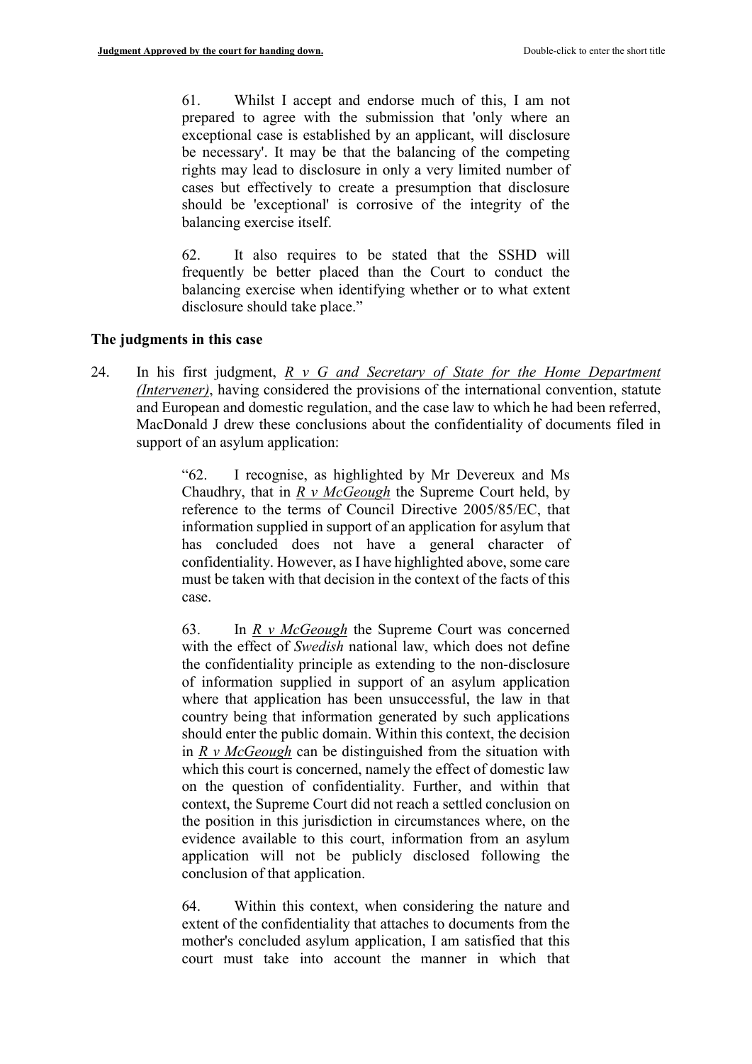> 61. Whilst I accept and endorse much of this, I am not prepared to agree with the submission that 'only where an exceptional case is established by an applicant, will disclosure be necessary'. It may be that the balancing of the competing rights may lead to disclosure in only a very limited number of cases but effectively to create a presumption that disclosure should be 'exceptional' is corrosive of the integrity of the balancing exercise itself.
>
> 62. It also requires to be stated that the SSHD will frequently be better placed than the Court to conduct the balancing exercise when identifying whether or to what extent disclosure should take place."

**The judgments in this case**

24. In his first judgment, *R v G and Secretary of State for the Home Department (Intervener)*, having considered the provisions of the international convention, statute and European and domestic regulation, and the case law to which he had been referred, MacDonald J drew these conclusions about the confidentiality of documents filed in support of an asylum application:

> "62. I recognise, as highlighted by Mr Devereux and Ms Chaudhry, that in *R v McGeough* the Supreme Court held, by reference to the terms of Council Directive 2005/85/EC, that information supplied in support of an application for asylum that has concluded does not have a general character of confidentiality. However, as I have highlighted above, some care must be taken with that decision in the context of the facts of this case.
>
> 63. In *R v McGeough* the Supreme Court was concerned with the effect of *Swedish* national law, which does not define the confidentiality principle as extending to the non-disclosure of information supplied in support of an asylum application where that application has been unsuccessful, the law in that country being that information generated by such applications should enter the public domain. Within this context, the decision in *R v McGeough* can be distinguished from the situation with which this court is concerned, namely the effect of domestic law on the question of confidentiality. Further, and within that context, the Supreme Court did not reach a settled conclusion on the position in this jurisdiction in circumstances where, on the evidence available to this court, information from an asylum application will not be publicly disclosed following the conclusion of that application.
>
> 64. Within this context, when considering the nature and extent of the confidentiality that attaches to documents from the mother's concluded asylum application, I am satisfied that this court must take into account the manner in which that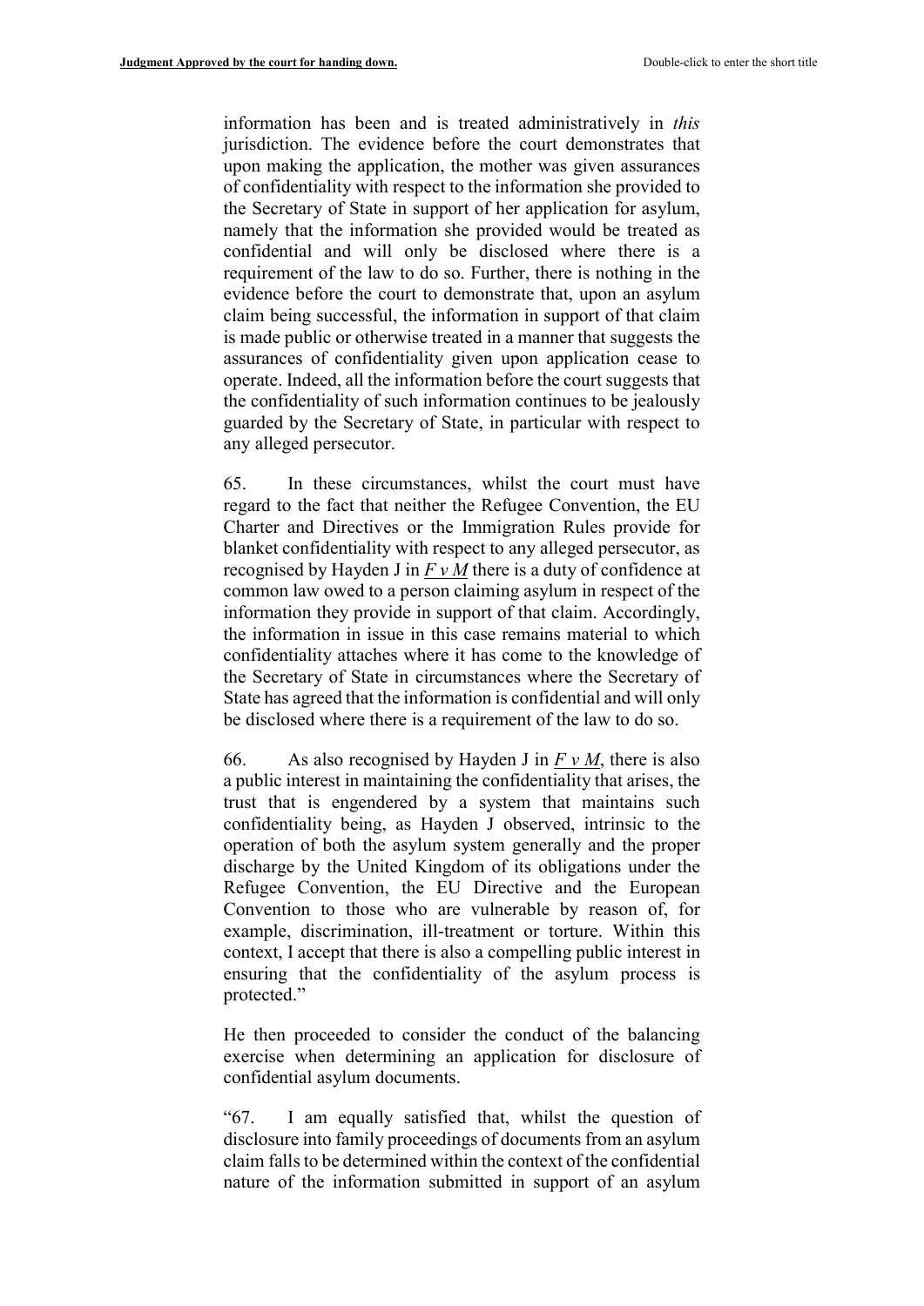information has been and is treated administratively in *this* jurisdiction. The evidence before the court demonstrates that upon making the application, the mother was given assurances of confidentiality with respect to the information she provided to the Secretary of State in support of her application for asylum, namely that the information she provided would be treated as confidential and will only be disclosed where there is a requirement of the law to do so. Further, there is nothing in the evidence before the court to demonstrate that, upon an asylum claim being successful, the information in support of that claim is made public or otherwise treated in a manner that suggests the assurances of confidentiality given upon application cease to operate. Indeed, all the information before the court suggests that the confidentiality of such information continues to be jealously guarded by the Secretary of State, in particular with respect to any alleged persecutor.

65. In these circumstances, whilst the court must have regard to the fact that neither the Refugee Convention, the EU Charter and Directives or the Immigration Rules provide for blanket confidentiality with respect to any alleged persecutor, as recognised by Hayden J in *F v M* there is a duty of confidence at common law owed to a person claiming asylum in respect of the information they provide in support of that claim. Accordingly, the information in issue in this case remains material to which confidentiality attaches where it has come to the knowledge of the Secretary of State in circumstances where the Secretary of State has agreed that the information is confidential and will only be disclosed where there is a requirement of the law to do so.

66. As also recognised by Hayden J in *F v M*, there is also a public interest in maintaining the confidentiality that arises, the trust that is engendered by a system that maintains such confidentiality being, as Hayden J observed, intrinsic to the operation of both the asylum system generally and the proper discharge by the United Kingdom of its obligations under the Refugee Convention, the EU Directive and the European Convention to those who are vulnerable by reason of, for example, discrimination, ill-treatment or torture. Within this context, I accept that there is also a compelling public interest in ensuring that the confidentiality of the asylum process is protected."

He then proceeded to consider the conduct of the balancing exercise when determining an application for disclosure of confidential asylum documents.

"67. I am equally satisfied that, whilst the question of disclosure into family proceedings of documents from an asylum claim falls to be determined within the context of the confidential nature of the information submitted in support of an asylum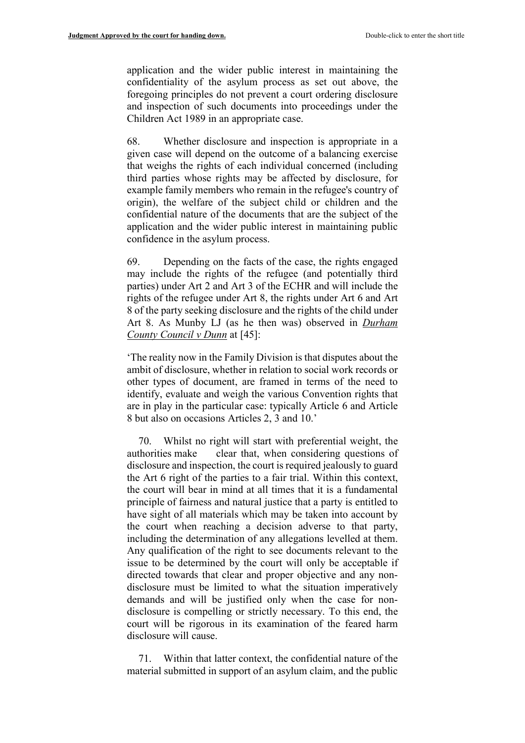application and the wider public interest in maintaining the confidentiality of the asylum process as set out above, the foregoing principles do not prevent a court ordering disclosure and inspection of such documents into proceedings under the Children Act 1989 in an appropriate case.

68. Whether disclosure and inspection is appropriate in a given case will depend on the outcome of a balancing exercise that weighs the rights of each individual concerned (including third parties whose rights may be affected by disclosure, for example family members who remain in the refugee's country of origin), the welfare of the subject child or children and the confidential nature of the documents that are the subject of the application and the wider public interest in maintaining public confidence in the asylum process.

69. Depending on the facts of the case, the rights engaged may include the rights of the refugee (and potentially third parties) under Art 2 and Art 3 of the ECHR and will include the rights of the refugee under Art 8, the rights under Art 6 and Art 8 of the party seeking disclosure and the rights of the child under Art 8. As Munby LJ (as he then was) observed in ***Durham County Council v Dunn*** at [45]:

'The reality now in the Family Division is that disputes about the ambit of disclosure, whether in relation to social work records or other types of document, are framed in terms of the need to identify, evaluate and weigh the various Convention rights that are in play in the particular case: typically Article 6 and Article 8 but also on occasions Articles 2, 3 and 10.'

70. Whilst no right will start with preferential weight, the authorities make clear that, when considering questions of disclosure and inspection, the court is required jealously to guard the Art 6 right of the parties to a fair trial. Within this context, the court will bear in mind at all times that it is a fundamental principle of fairness and natural justice that a party is entitled to have sight of all materials which may be taken into account by the court when reaching a decision adverse to that party, including the determination of any allegations levelled at them. Any qualification of the right to see documents relevant to the issue to be determined by the court will only be acceptable if directed towards that clear and proper objective and any non-disclosure must be limited to what the situation imperatively demands and will be justified only when the case for non-disclosure is compelling or strictly necessary. To this end, the court will be rigorous in its examination of the feared harm disclosure will cause.

71. Within that latter context, the confidential nature of the material submitted in support of an asylum claim, and the public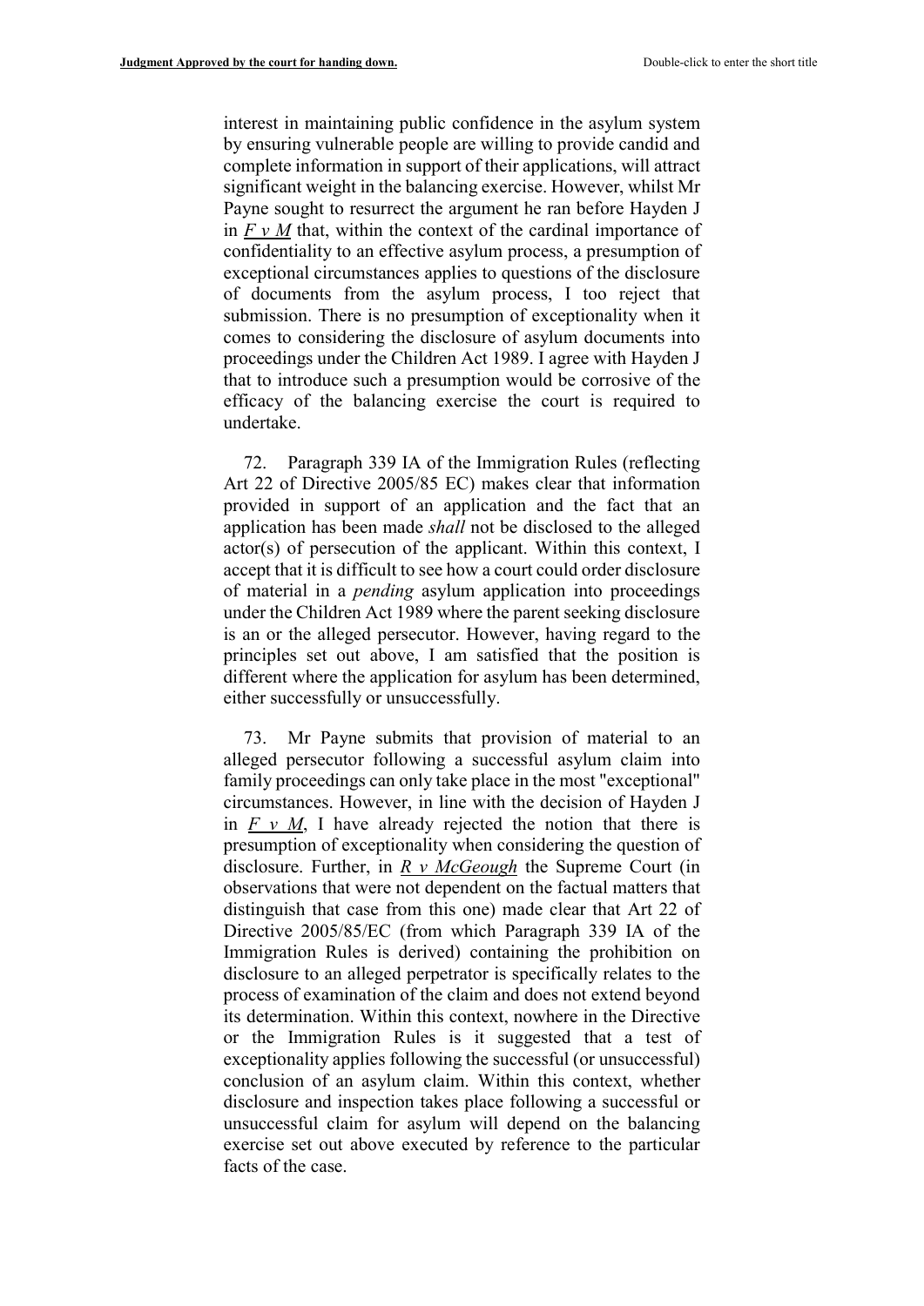interest in maintaining public confidence in the asylum system by ensuring vulnerable people are willing to provide candid and complete information in support of their applications, will attract significant weight in the balancing exercise. However, whilst Mr Payne sought to resurrect the argument he ran before Hayden J in *F v M* that, within the context of the cardinal importance of confidentiality to an effective asylum process, a presumption of exceptional circumstances applies to questions of the disclosure of documents from the asylum process, I too reject that submission. There is no presumption of exceptionality when it comes to considering the disclosure of asylum documents into proceedings under the Children Act 1989. I agree with Hayden J that to introduce such a presumption would be corrosive of the efficacy of the balancing exercise the court is required to undertake.

72. Paragraph 339 IA of the Immigration Rules (reflecting Art 22 of Directive 2005/85 EC) makes clear that information provided in support of an application and the fact that an application has been made *shall* not be disclosed to the alleged actor(s) of persecution of the applicant. Within this context, I accept that it is difficult to see how a court could order disclosure of material in a *pending* asylum application into proceedings under the Children Act 1989 where the parent seeking disclosure is an or the alleged persecutor. However, having regard to the principles set out above, I am satisfied that the position is different where the application for asylum has been determined, either successfully or unsuccessfully.

73. Mr Payne submits that provision of material to an alleged persecutor following a successful asylum claim into family proceedings can only take place in the most "exceptional" circumstances. However, in line with the decision of Hayden J in *F v M*, I have already rejected the notion that there is presumption of exceptionality when considering the question of disclosure. Further, in *R v McGeough* the Supreme Court (in observations that were not dependent on the factual matters that distinguish that case from this one) made clear that Art 22 of Directive 2005/85/EC (from which Paragraph 339 IA of the Immigration Rules is derived) containing the prohibition on disclosure to an alleged perpetrator is specifically relates to the process of examination of the claim and does not extend beyond its determination. Within this context, nowhere in the Directive or the Immigration Rules is it suggested that a test of exceptionality applies following the successful (or unsuccessful) conclusion of an asylum claim. Within this context, whether disclosure and inspection takes place following a successful or unsuccessful claim for asylum will depend on the balancing exercise set out above executed by reference to the particular facts of the case.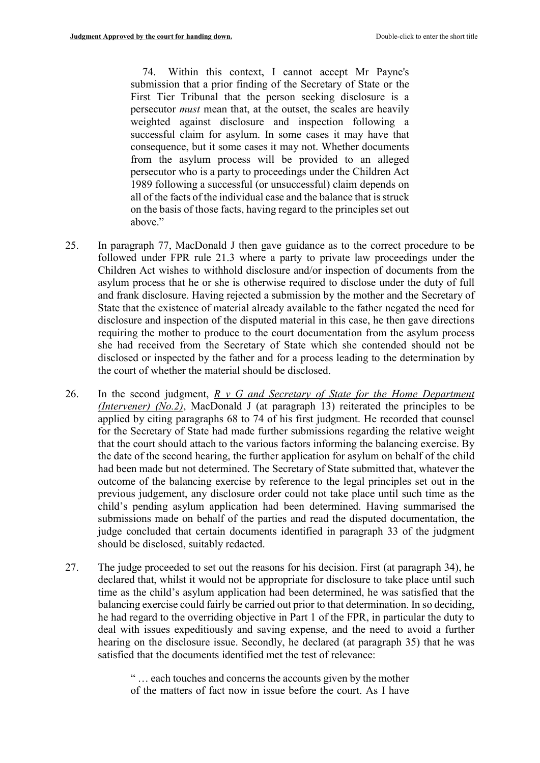> 74. Within this context, I cannot accept Mr Payne's submission that a prior finding of the Secretary of State or the First Tier Tribunal that the person seeking disclosure is a persecutor *must* mean that, at the outset, the scales are heavily weighted against disclosure and inspection following a successful claim for asylum. In some cases it may have that consequence, but it some cases it may not. Whether documents from the asylum process will be provided to an alleged persecutor who is a party to proceedings under the Children Act 1989 following a successful (or unsuccessful) claim depends on all of the facts of the individual case and the balance that is struck on the basis of those facts, having regard to the principles set out above."

25. In paragraph 77, MacDonald J then gave guidance as to the correct procedure to be followed under FPR rule 21.3 where a party to private law proceedings under the Children Act wishes to withhold disclosure and/or inspection of documents from the asylum process that he or she is otherwise required to disclose under the duty of full and frank disclosure. Having rejected a submission by the mother and the Secretary of State that the existence of material already available to the father negated the need for disclosure and inspection of the disputed material in this case, he then gave directions requiring the mother to produce to the court documentation from the asylum process she had received from the Secretary of State which she contended should not be disclosed or inspected by the father and for a process leading to the determination by the court of whether the material should be disclosed.

26. In the second judgment, *R v G and Secretary of State for the Home Department (Intervener) (No.2)*, MacDonald J (at paragraph 13) reiterated the principles to be applied by citing paragraphs 68 to 74 of his first judgment. He recorded that counsel for the Secretary of State had made further submissions regarding the relative weight that the court should attach to the various factors informing the balancing exercise. By the date of the second hearing, the further application for asylum on behalf of the child had been made but not determined. The Secretary of State submitted that, whatever the outcome of the balancing exercise by reference to the legal principles set out in the previous judgement, any disclosure order could not take place until such time as the child's pending asylum application had been determined. Having summarised the submissions made on behalf of the parties and read the disputed documentation, the judge concluded that certain documents identified in paragraph 33 of the judgment should be disclosed, suitably redacted.

27. The judge proceeded to set out the reasons for his decision. First (at paragraph 34), he declared that, whilst it would not be appropriate for disclosure to take place until such time as the child's asylum application had been determined, he was satisfied that the balancing exercise could fairly be carried out prior to that determination. In so deciding, he had regard to the overriding objective in Part 1 of the FPR, in particular the duty to deal with issues expeditiously and saving expense, and the need to avoid a further hearing on the disclosure issue. Secondly, he declared (at paragraph 35) that he was satisfied that the documents identified met the test of relevance:

> " … each touches and concerns the accounts given by the mother of the matters of fact now in issue before the court. As I have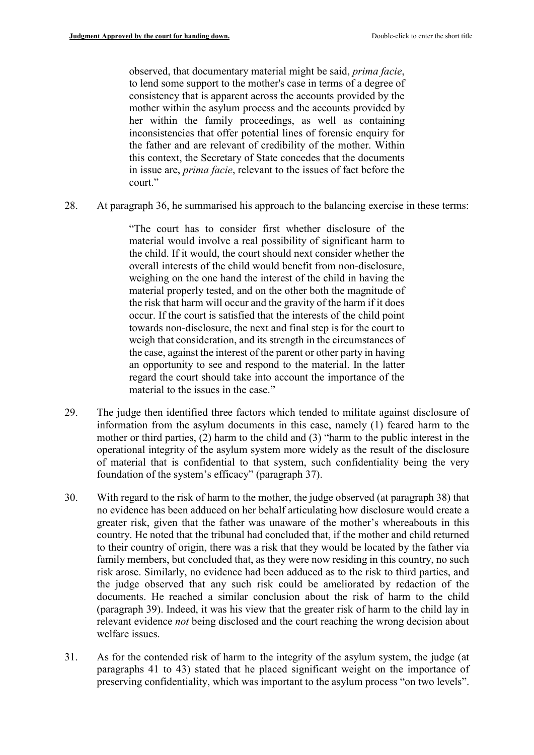> observed, that documentary material might be said, *prima facie*, to lend some support to the mother's case in terms of a degree of consistency that is apparent across the accounts provided by the mother within the asylum process and the accounts provided by her within the family proceedings, as well as containing inconsistencies that offer potential lines of forensic enquiry for the father and are relevant of credibility of the mother. Within this context, the Secretary of State concedes that the documents in issue are, *prima facie*, relevant to the issues of fact before the court."

28. At paragraph 36, he summarised his approach to the balancing exercise in these terms:

> "The court has to consider first whether disclosure of the material would involve a real possibility of significant harm to the child. If it would, the court should next consider whether the overall interests of the child would benefit from non-disclosure, weighing on the one hand the interest of the child in having the material properly tested, and on the other both the magnitude of the risk that harm will occur and the gravity of the harm if it does occur. If the court is satisfied that the interests of the child point towards non-disclosure, the next and final step is for the court to weigh that consideration, and its strength in the circumstances of the case, against the interest of the parent or other party in having an opportunity to see and respond to the material. In the latter regard the court should take into account the importance of the material to the issues in the case."

29. The judge then identified three factors which tended to militate against disclosure of information from the asylum documents in this case, namely (1) feared harm to the mother or third parties, (2) harm to the child and (3) "harm to the public interest in the operational integrity of the asylum system more widely as the result of the disclosure of material that is confidential to that system, such confidentiality being the very foundation of the system's efficacy" (paragraph 37).

30. With regard to the risk of harm to the mother, the judge observed (at paragraph 38) that no evidence has been adduced on her behalf articulating how disclosure would create a greater risk, given that the father was unaware of the mother's whereabouts in this country. He noted that the tribunal had concluded that, if the mother and child returned to their country of origin, there was a risk that they would be located by the father via family members, but concluded that, as they were now residing in this country, no such risk arose. Similarly, no evidence had been adduced as to the risk to third parties, and the judge observed that any such risk could be ameliorated by redaction of the documents. He reached a similar conclusion about the risk of harm to the child (paragraph 39). Indeed, it was his view that the greater risk of harm to the child lay in relevant evidence *not* being disclosed and the court reaching the wrong decision about welfare issues.

31. As for the contended risk of harm to the integrity of the asylum system, the judge (at paragraphs 41 to 43) stated that he placed significant weight on the importance of preserving confidentiality, which was important to the asylum process "on two levels".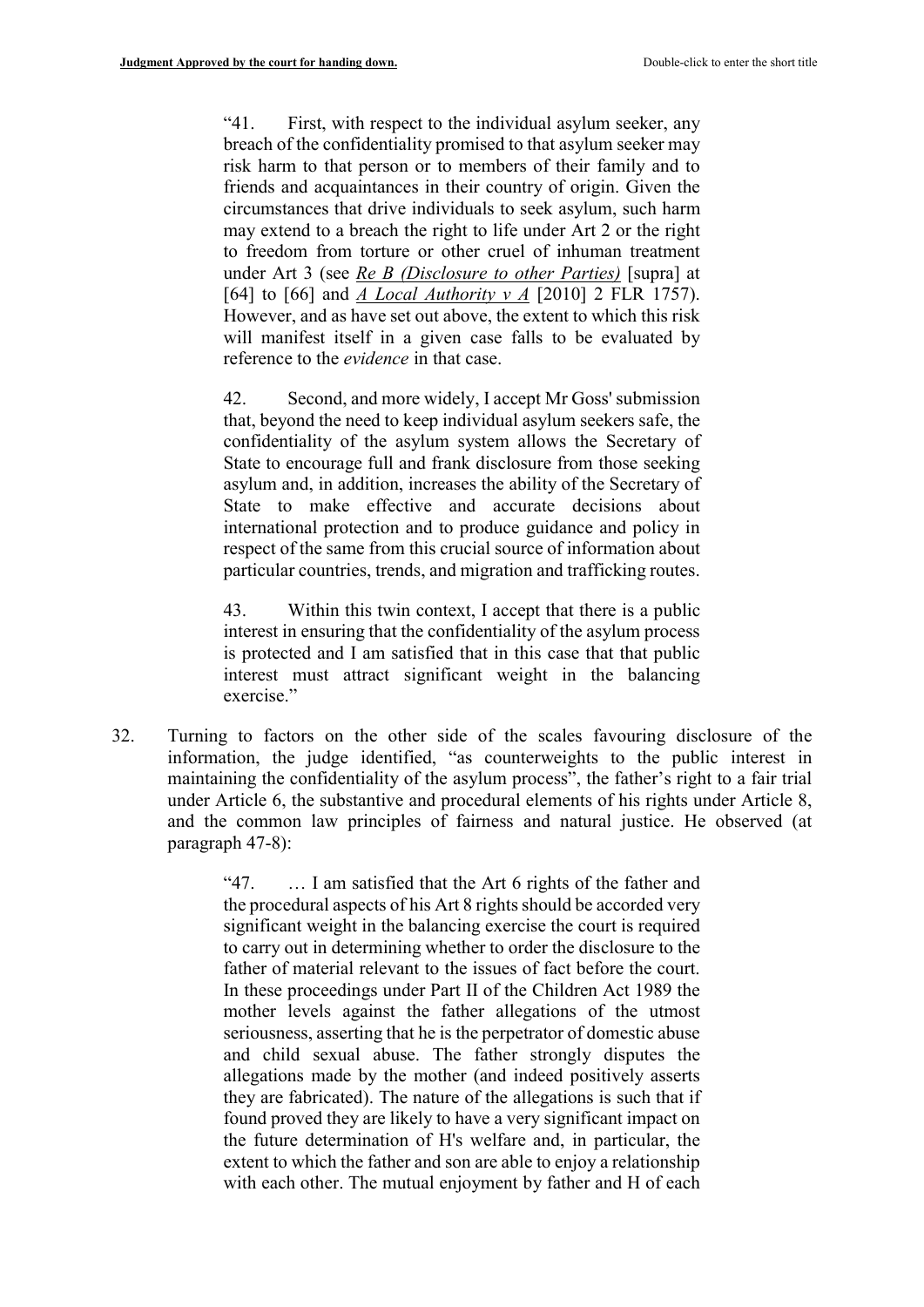> "41. First, with respect to the individual asylum seeker, any breach of the confidentiality promised to that asylum seeker may risk harm to that person or to members of their family and to friends and acquaintances in their country of origin. Given the circumstances that drive individuals to seek asylum, such harm may extend to a breach the right to life under Art 2 or the right to freedom from torture or other cruel of inhuman treatment under Art 3 (see *Re B (Disclosure to other Parties)* [supra] at [64] to [66] and *A Local Authority v A* [2010] 2 FLR 1757). However, and as have set out above, the extent to which this risk will manifest itself in a given case falls to be evaluated by reference to the *evidence* in that case.
>
> 42. Second, and more widely, I accept Mr Goss' submission that, beyond the need to keep individual asylum seekers safe, the confidentiality of the asylum system allows the Secretary of State to encourage full and frank disclosure from those seeking asylum and, in addition, increases the ability of the Secretary of State to make effective and accurate decisions about international protection and to produce guidance and policy in respect of the same from this crucial source of information about particular countries, trends, and migration and trafficking routes.
>
> 43. Within this twin context, I accept that there is a public interest in ensuring that the confidentiality of the asylum process is protected and I am satisfied that in this case that that public interest must attract significant weight in the balancing exercise."

32. Turning to factors on the other side of the scales favouring disclosure of the information, the judge identified, "as counterweights to the public interest in maintaining the confidentiality of the asylum process", the father's right to a fair trial under Article 6, the substantive and procedural elements of his rights under Article 8, and the common law principles of fairness and natural justice. He observed (at paragraph 47-8):

> "47. … I am satisfied that the Art 6 rights of the father and the procedural aspects of his Art 8 rights should be accorded very significant weight in the balancing exercise the court is required to carry out in determining whether to order the disclosure to the father of material relevant to the issues of fact before the court. In these proceedings under Part II of the Children Act 1989 the mother levels against the father allegations of the utmost seriousness, asserting that he is the perpetrator of domestic abuse and child sexual abuse. The father strongly disputes the allegations made by the mother (and indeed positively asserts they are fabricated). The nature of the allegations is such that if found proved they are likely to have a very significant impact on the future determination of H's welfare and, in particular, the extent to which the father and son are able to enjoy a relationship with each other. The mutual enjoyment by father and H of each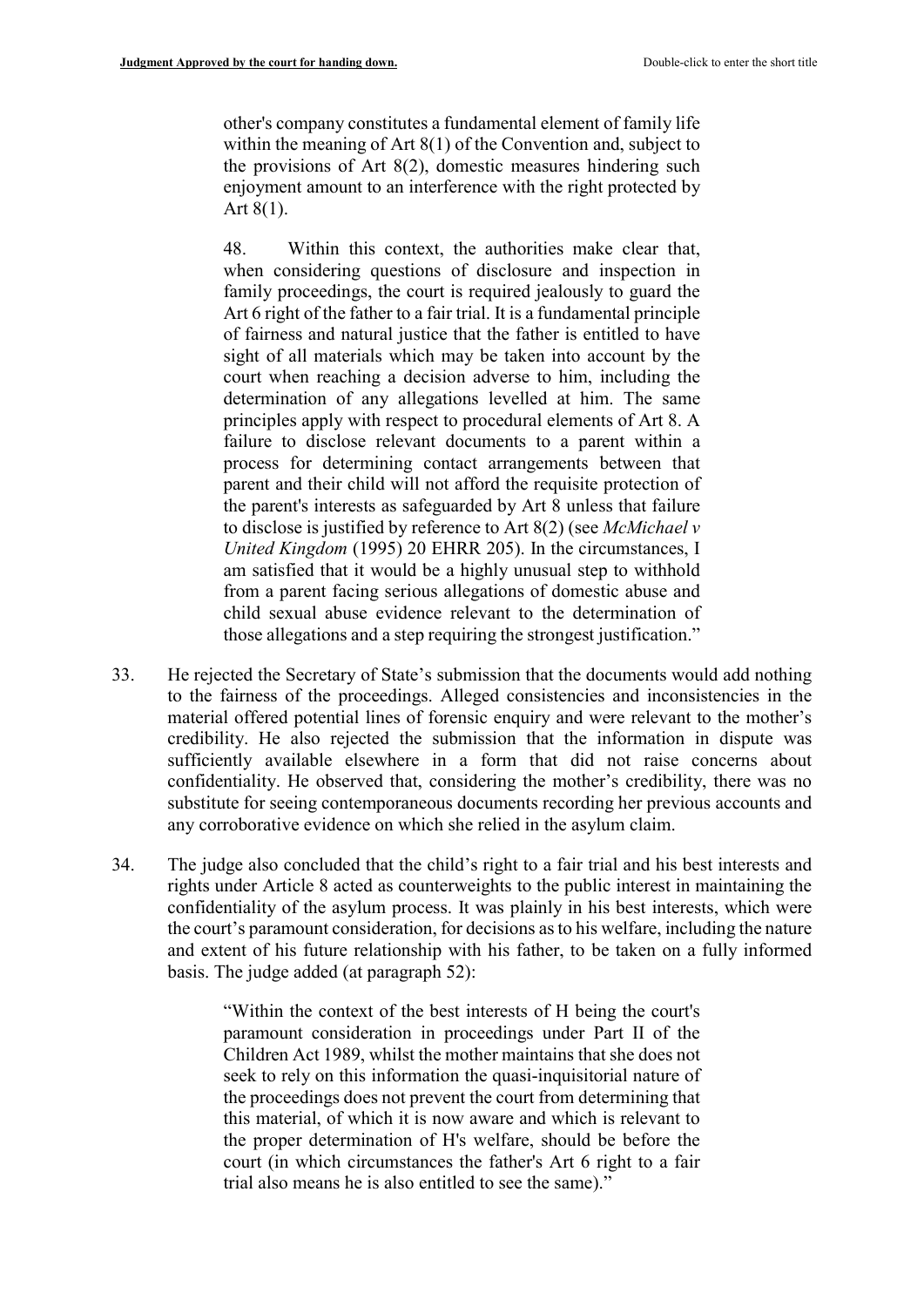> other's company constitutes a fundamental element of family life within the meaning of Art 8(1) of the Convention and, subject to the provisions of Art 8(2), domestic measures hindering such enjoyment amount to an interference with the right protected by Art 8(1).
>
> 48. Within this context, the authorities make clear that, when considering questions of disclosure and inspection in family proceedings, the court is required jealously to guard the Art 6 right of the father to a fair trial. It is a fundamental principle of fairness and natural justice that the father is entitled to have sight of all materials which may be taken into account by the court when reaching a decision adverse to him, including the determination of any allegations levelled at him. The same principles apply with respect to procedural elements of Art 8. A failure to disclose relevant documents to a parent within a process for determining contact arrangements between that parent and their child will not afford the requisite protection of the parent's interests as safeguarded by Art 8 unless that failure to disclose is justified by reference to Art 8(2) (see *McMichael v United Kingdom* (1995) 20 EHRR 205). In the circumstances, I am satisfied that it would be a highly unusual step to withhold from a parent facing serious allegations of domestic abuse and child sexual abuse evidence relevant to the determination of those allegations and a step requiring the strongest justification."

33. He rejected the Secretary of State's submission that the documents would add nothing to the fairness of the proceedings. Alleged consistencies and inconsistencies in the material offered potential lines of forensic enquiry and were relevant to the mother's credibility. He also rejected the submission that the information in dispute was sufficiently available elsewhere in a form that did not raise concerns about confidentiality. He observed that, considering the mother's credibility, there was no substitute for seeing contemporaneous documents recording her previous accounts and any corroborative evidence on which she relied in the asylum claim.

34. The judge also concluded that the child's right to a fair trial and his best interests and rights under Article 8 acted as counterweights to the public interest in maintaining the confidentiality of the asylum process. It was plainly in his best interests, which were the court's paramount consideration, for decisions as to his welfare, including the nature and extent of his future relationship with his father, to be taken on a fully informed basis. The judge added (at paragraph 52):

> "Within the context of the best interests of H being the court's paramount consideration in proceedings under Part II of the Children Act 1989, whilst the mother maintains that she does not seek to rely on this information the quasi-inquisitorial nature of the proceedings does not prevent the court from determining that this material, of which it is now aware and which is relevant to the proper determination of H's welfare, should be before the court (in which circumstances the father's Art 6 right to a fair trial also means he is also entitled to see the same)."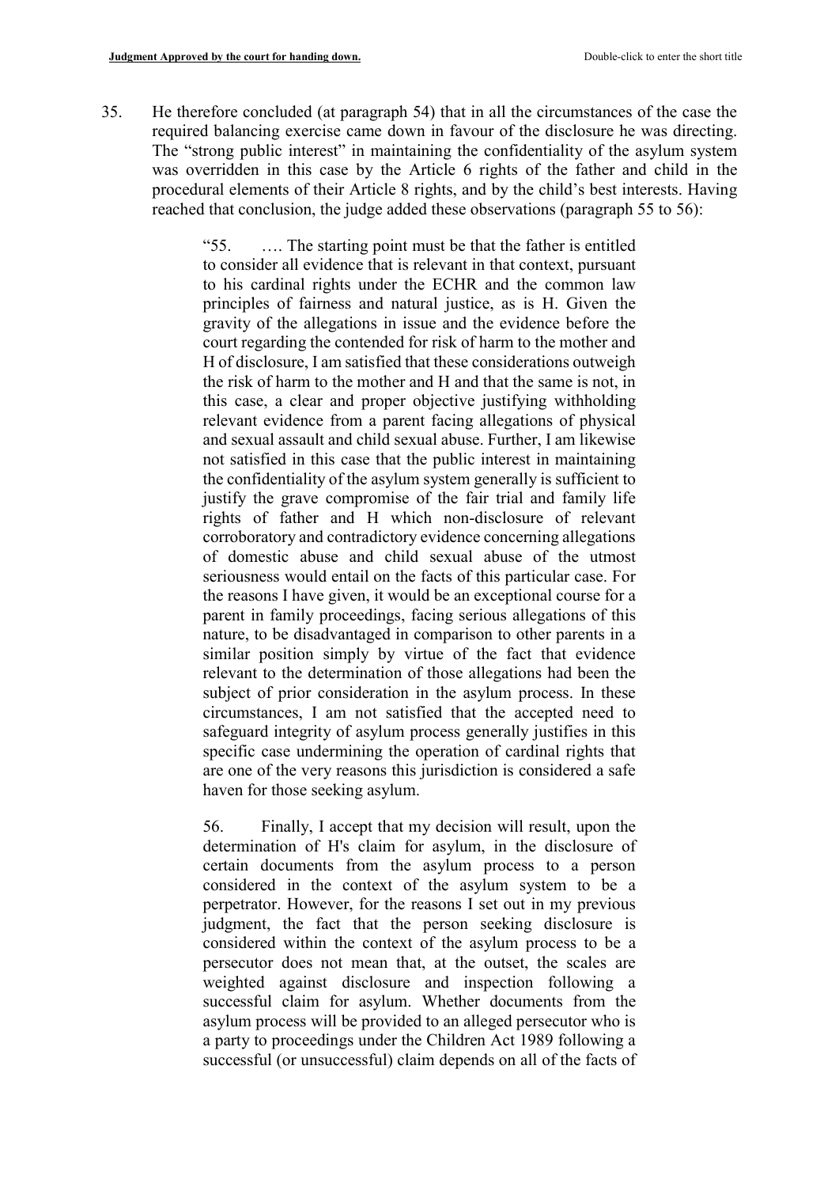35. He therefore concluded (at paragraph 54) that in all the circumstances of the case the required balancing exercise came down in favour of the disclosure he was directing. The "strong public interest" in maintaining the confidentiality of the asylum system was overridden in this case by the Article 6 rights of the father and child in the procedural elements of their Article 8 rights, and by the child's best interests. Having reached that conclusion, the judge added these observations (paragraph 55 to 56):

> "55. …. The starting point must be that the father is entitled to consider all evidence that is relevant in that context, pursuant to his cardinal rights under the ECHR and the common law principles of fairness and natural justice, as is H. Given the gravity of the allegations in issue and the evidence before the court regarding the contended for risk of harm to the mother and H of disclosure, I am satisfied that these considerations outweigh the risk of harm to the mother and H and that the same is not, in this case, a clear and proper objective justifying withholding relevant evidence from a parent facing allegations of physical and sexual assault and child sexual abuse. Further, I am likewise not satisfied in this case that the public interest in maintaining the confidentiality of the asylum system generally is sufficient to justify the grave compromise of the fair trial and family life rights of father and H which non-disclosure of relevant corroboratory and contradictory evidence concerning allegations of domestic abuse and child sexual abuse of the utmost seriousness would entail on the facts of this particular case. For the reasons I have given, it would be an exceptional course for a parent in family proceedings, facing serious allegations of this nature, to be disadvantaged in comparison to other parents in a similar position simply by virtue of the fact that evidence relevant to the determination of those allegations had been the subject of prior consideration in the asylum process. In these circumstances, I am not satisfied that the accepted need to safeguard integrity of asylum process generally justifies in this specific case undermining the operation of cardinal rights that are one of the very reasons this jurisdiction is considered a safe haven for those seeking asylum.
>
> 56. Finally, I accept that my decision will result, upon the determination of H's claim for asylum, in the disclosure of certain documents from the asylum process to a person considered in the context of the asylum system to be a perpetrator. However, for the reasons I set out in my previous judgment, the fact that the person seeking disclosure is considered within the context of the asylum process to be a persecutor does not mean that, at the outset, the scales are weighted against disclosure and inspection following a successful claim for asylum. Whether documents from the asylum process will be provided to an alleged persecutor who is a party to proceedings under the Children Act 1989 following a successful (or unsuccessful) claim depends on all of the facts of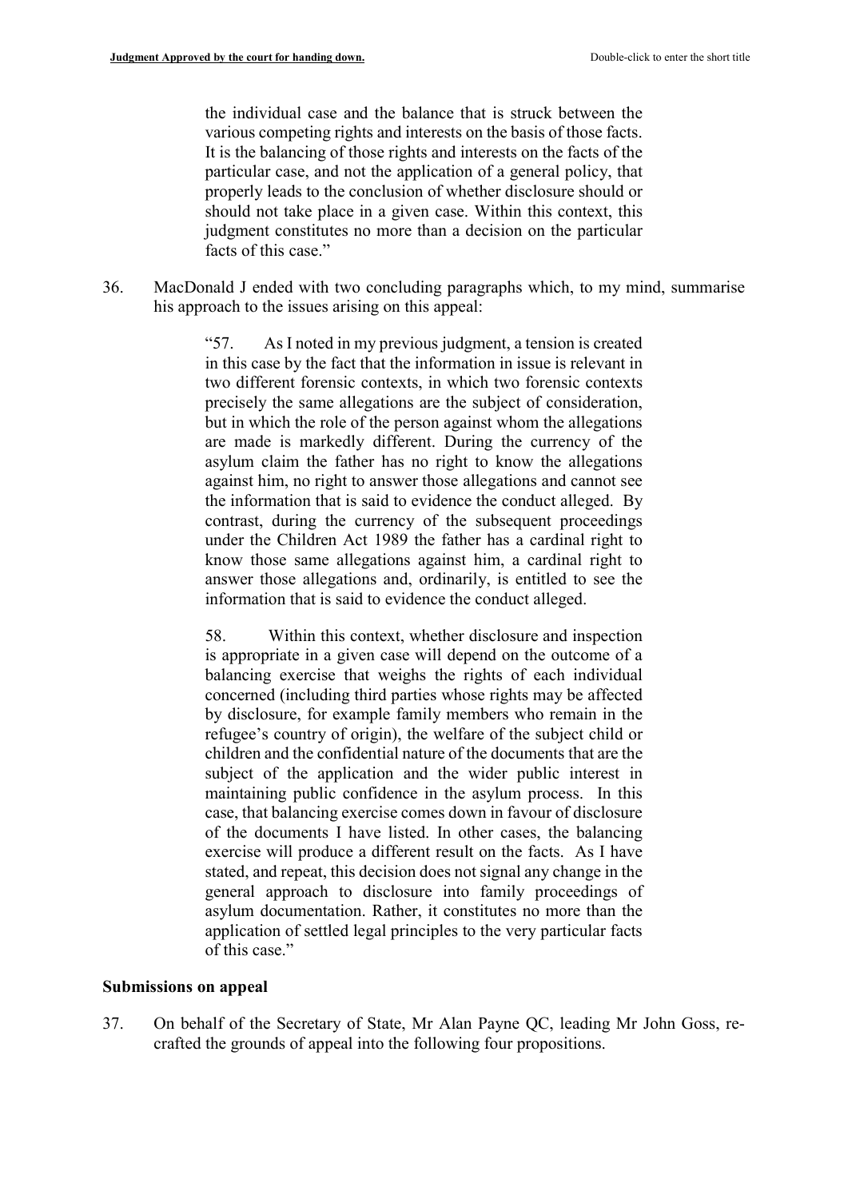the individual case and the balance that is struck between the various competing rights and interests on the basis of those facts. It is the balancing of those rights and interests on the facts of the particular case, and not the application of a general policy, that properly leads to the conclusion of whether disclosure should or should not take place in a given case. Within this context, this judgment constitutes no more than a decision on the particular facts of this case."

36. MacDonald J ended with two concluding paragraphs which, to my mind, summarise his approach to the issues arising on this appeal:

> "57. As I noted in my previous judgment, a tension is created in this case by the fact that the information in issue is relevant in two different forensic contexts, in which two forensic contexts precisely the same allegations are the subject of consideration, but in which the role of the person against whom the allegations are made is markedly different. During the currency of the asylum claim the father has no right to know the allegations against him, no right to answer those allegations and cannot see the information that is said to evidence the conduct alleged. By contrast, during the currency of the subsequent proceedings under the Children Act 1989 the father has a cardinal right to know those same allegations against him, a cardinal right to answer those allegations and, ordinarily, is entitled to see the information that is said to evidence the conduct alleged.
>
> 58. Within this context, whether disclosure and inspection is appropriate in a given case will depend on the outcome of a balancing exercise that weighs the rights of each individual concerned (including third parties whose rights may be affected by disclosure, for example family members who remain in the refugee's country of origin), the welfare of the subject child or children and the confidential nature of the documents that are the subject of the application and the wider public interest in maintaining public confidence in the asylum process. In this case, that balancing exercise comes down in favour of disclosure of the documents I have listed. In other cases, the balancing exercise will produce a different result on the facts. As I have stated, and repeat, this decision does not signal any change in the general approach to disclosure into family proceedings of asylum documentation. Rather, it constitutes no more than the application of settled legal principles to the very particular facts of this case."

## Submissions on appeal

37. On behalf of the Secretary of State, Mr Alan Payne QC, leading Mr John Goss, re-crafted the grounds of appeal into the following four propositions.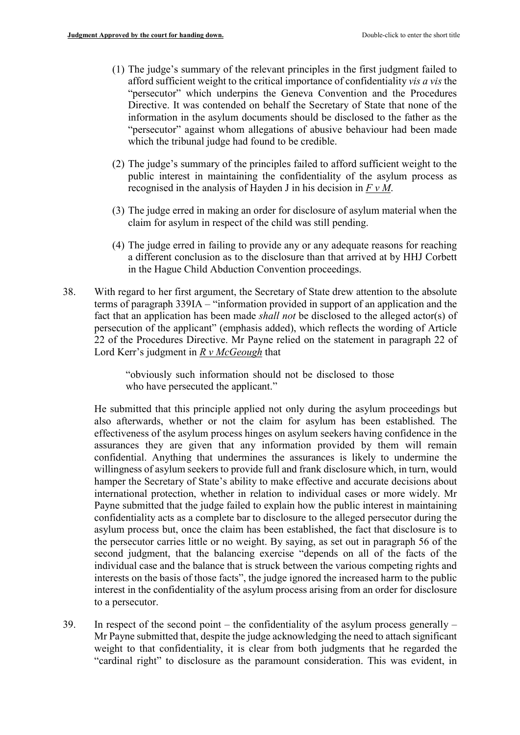(1) The judge's summary of the relevant principles in the first judgment failed to afford sufficient weight to the critical importance of confidentiality *vis a vis* the "persecutor" which underpins the Geneva Convention and the Procedures Directive. It was contended on behalf the Secretary of State that none of the information in the asylum documents should be disclosed to the father as the "persecutor" against whom allegations of abusive behaviour had been made which the tribunal judge had found to be credible.

(2) The judge's summary of the principles failed to afford sufficient weight to the public interest in maintaining the confidentiality of the asylum process as recognised in the analysis of Hayden J in his decision in *F v M*.

(3) The judge erred in making an order for disclosure of asylum material when the claim for asylum in respect of the child was still pending.

(4) The judge erred in failing to provide any or any adequate reasons for reaching a different conclusion as to the disclosure than that arrived at by HHJ Corbett in the Hague Child Abduction Convention proceedings.

38. With regard to her first argument, the Secretary of State drew attention to the absolute terms of paragraph 339IA – "information provided in support of an application and the fact that an application has been made *shall not* be disclosed to the alleged actor(s) of persecution of the applicant" (emphasis added), which reflects the wording of Article 22 of the Procedures Directive. Mr Payne relied on the statement in paragraph 22 of Lord Kerr's judgment in *R v McGeough* that

> "obviously such information should not be disclosed to those who have persecuted the applicant."

He submitted that this principle applied not only during the asylum proceedings but also afterwards, whether or not the claim for asylum has been established. The effectiveness of the asylum process hinges on asylum seekers having confidence in the assurances they are given that any information provided by them will remain confidential. Anything that undermines the assurances is likely to undermine the willingness of asylum seekers to provide full and frank disclosure which, in turn, would hamper the Secretary of State's ability to make effective and accurate decisions about international protection, whether in relation to individual cases or more widely. Mr Payne submitted that the judge failed to explain how the public interest in maintaining confidentiality acts as a complete bar to disclosure to the alleged persecutor during the asylum process but, once the claim has been established, the fact that disclosure is to the persecutor carries little or no weight. By saying, as set out in paragraph 56 of the second judgment, that the balancing exercise "depends on all of the facts of the individual case and the balance that is struck between the various competing rights and interests on the basis of those facts", the judge ignored the increased harm to the public interest in the confidentiality of the asylum process arising from an order for disclosure to a persecutor.

39. In respect of the second point – the confidentiality of the asylum process generally – Mr Payne submitted that, despite the judge acknowledging the need to attach significant weight to that confidentiality, it is clear from both judgments that he regarded the "cardinal right" to disclosure as the paramount consideration. This was evident, in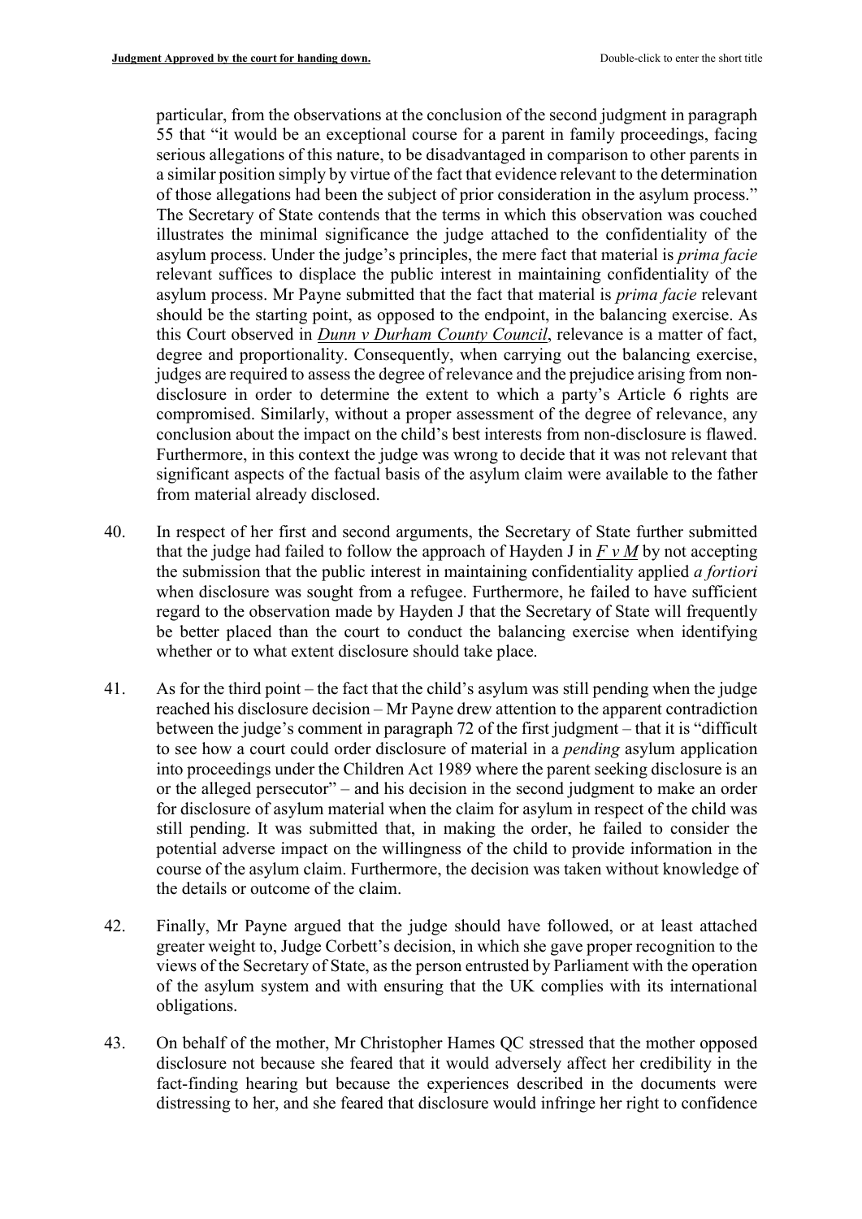particular, from the observations at the conclusion of the second judgment in paragraph 55 that "it would be an exceptional course for a parent in family proceedings, facing serious allegations of this nature, to be disadvantaged in comparison to other parents in a similar position simply by virtue of the fact that evidence relevant to the determination of those allegations had been the subject of prior consideration in the asylum process." The Secretary of State contends that the terms in which this observation was couched illustrates the minimal significance the judge attached to the confidentiality of the asylum process. Under the judge's principles, the mere fact that material is *prima facie* relevant suffices to displace the public interest in maintaining confidentiality of the asylum process. Mr Payne submitted that the fact that material is *prima facie* relevant should be the starting point, as opposed to the endpoint, in the balancing exercise. As this Court observed in ***Dunn v Durham County Council***, relevance is a matter of fact, degree and proportionality. Consequently, when carrying out the balancing exercise, judges are required to assess the degree of relevance and the prejudice arising from non-disclosure in order to determine the extent to which a party's Article 6 rights are compromised. Similarly, without a proper assessment of the degree of relevance, any conclusion about the impact on the child's best interests from non-disclosure is flawed. Furthermore, in this context the judge was wrong to decide that it was not relevant that significant aspects of the factual basis of the asylum claim were available to the father from material already disclosed.

40. In respect of her first and second arguments, the Secretary of State further submitted that the judge had failed to follow the approach of Hayden J in ***F v M*** by not accepting the submission that the public interest in maintaining confidentiality applied *a fortiori* when disclosure was sought from a refugee. Furthermore, he failed to have sufficient regard to the observation made by Hayden J that the Secretary of State will frequently be better placed than the court to conduct the balancing exercise when identifying whether or to what extent disclosure should take place.

41. As for the third point – the fact that the child's asylum was still pending when the judge reached his disclosure decision – Mr Payne drew attention to the apparent contradiction between the judge's comment in paragraph 72 of the first judgment – that it is "difficult to see how a court could order disclosure of material in a *pending* asylum application into proceedings under the Children Act 1989 where the parent seeking disclosure is an or the alleged persecutor" – and his decision in the second judgment to make an order for disclosure of asylum material when the claim for asylum in respect of the child was still pending. It was submitted that, in making the order, he failed to consider the potential adverse impact on the willingness of the child to provide information in the course of the asylum claim. Furthermore, the decision was taken without knowledge of the details or outcome of the claim.

42. Finally, Mr Payne argued that the judge should have followed, or at least attached greater weight to, Judge Corbett's decision, in which she gave proper recognition to the views of the Secretary of State, as the person entrusted by Parliament with the operation of the asylum system and with ensuring that the UK complies with its international obligations.

43. On behalf of the mother, Mr Christopher Hames QC stressed that the mother opposed disclosure not because she feared that it would adversely affect her credibility in the fact-finding hearing but because the experiences described in the documents were distressing to her, and she feared that disclosure would infringe her right to confidence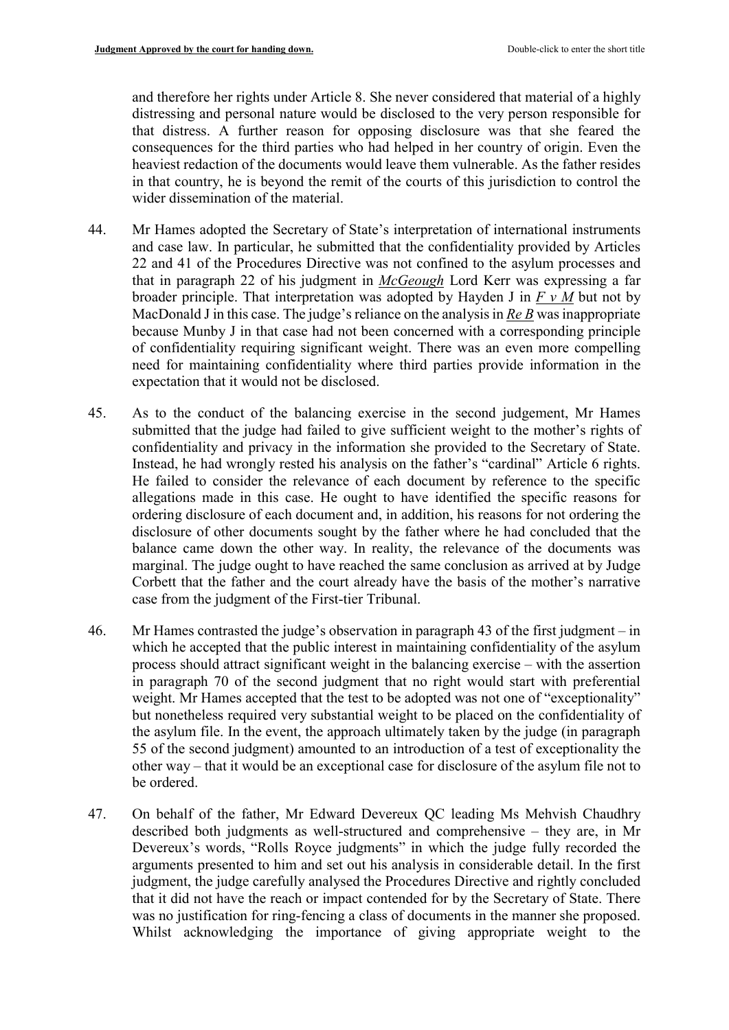and therefore her rights under Article 8. She never considered that material of a highly distressing and personal nature would be disclosed to the very person responsible for that distress. A further reason for opposing disclosure was that she feared the consequences for the third parties who had helped in her country of origin. Even the heaviest redaction of the documents would leave them vulnerable. As the father resides in that country, he is beyond the remit of the courts of this jurisdiction to control the wider dissemination of the material.

44. Mr Hames adopted the Secretary of State's interpretation of international instruments and case law. In particular, he submitted that the confidentiality provided by Articles 22 and 41 of the Procedures Directive was not confined to the asylum processes and that in paragraph 22 of his judgment in *McGeough* Lord Kerr was expressing a far broader principle. That interpretation was adopted by Hayden J in *F v M* but not by MacDonald J in this case. The judge's reliance on the analysis in *Re B* was inappropriate because Munby J in that case had not been concerned with a corresponding principle of confidentiality requiring significant weight. There was an even more compelling need for maintaining confidentiality where third parties provide information in the expectation that it would not be disclosed.

45. As to the conduct of the balancing exercise in the second judgement, Mr Hames submitted that the judge had failed to give sufficient weight to the mother's rights of confidentiality and privacy in the information she provided to the Secretary of State. Instead, he had wrongly rested his analysis on the father's "cardinal" Article 6 rights. He failed to consider the relevance of each document by reference to the specific allegations made in this case. He ought to have identified the specific reasons for ordering disclosure of each document and, in addition, his reasons for not ordering the disclosure of other documents sought by the father where he had concluded that the balance came down the other way. In reality, the relevance of the documents was marginal. The judge ought to have reached the same conclusion as arrived at by Judge Corbett that the father and the court already have the basis of the mother's narrative case from the judgment of the First-tier Tribunal.

46. Mr Hames contrasted the judge's observation in paragraph 43 of the first judgment – in which he accepted that the public interest in maintaining confidentiality of the asylum process should attract significant weight in the balancing exercise – with the assertion in paragraph 70 of the second judgment that no right would start with preferential weight. Mr Hames accepted that the test to be adopted was not one of "exceptionality" but nonetheless required very substantial weight to be placed on the confidentiality of the asylum file. In the event, the approach ultimately taken by the judge (in paragraph 55 of the second judgment) amounted to an introduction of a test of exceptionality the other way – that it would be an exceptional case for disclosure of the asylum file not to be ordered.

47. On behalf of the father, Mr Edward Devereux QC leading Ms Mehvish Chaudhry described both judgments as well-structured and comprehensive – they are, in Mr Devereux's words, "Rolls Royce judgments" in which the judge fully recorded the arguments presented to him and set out his analysis in considerable detail. In the first judgment, the judge carefully analysed the Procedures Directive and rightly concluded that it did not have the reach or impact contended for by the Secretary of State. There was no justification for ring-fencing a class of documents in the manner she proposed. Whilst acknowledging the importance of giving appropriate weight to the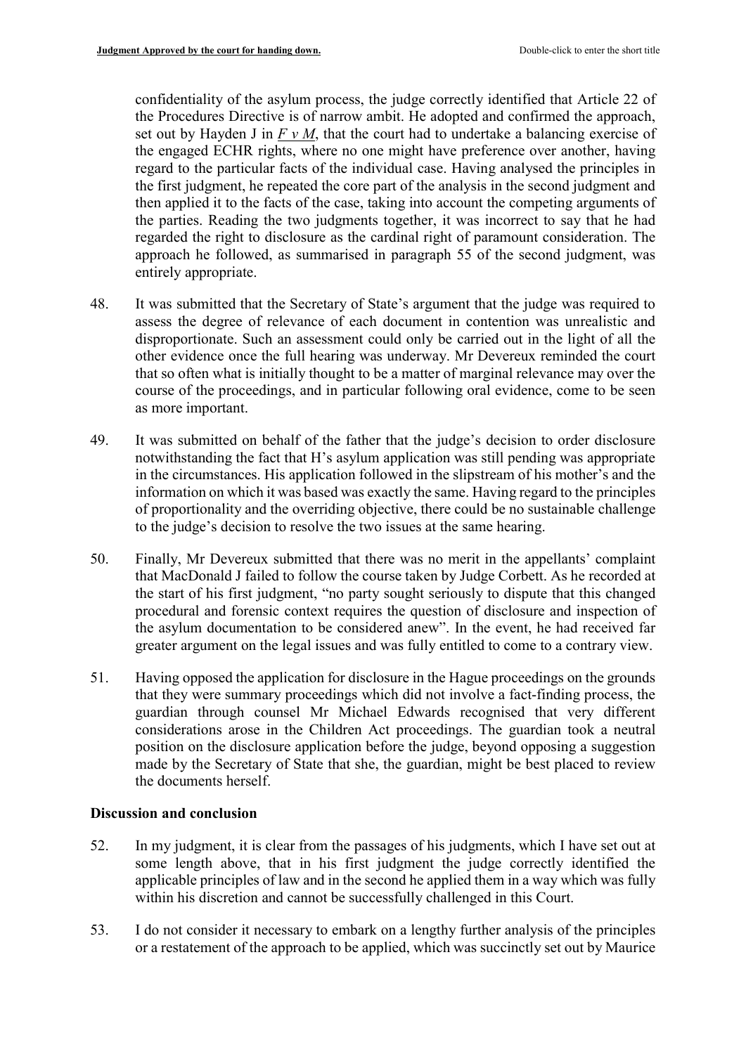confidentiality of the asylum process, the judge correctly identified that Article 22 of the Procedures Directive is of narrow ambit. He adopted and confirmed the approach, set out by Hayden J in *F v M*, that the court had to undertake a balancing exercise of the engaged ECHR rights, where no one might have preference over another, having regard to the particular facts of the individual case. Having analysed the principles in the first judgment, he repeated the core part of the analysis in the second judgment and then applied it to the facts of the case, taking into account the competing arguments of the parties. Reading the two judgments together, it was incorrect to say that he had regarded the right to disclosure as the cardinal right of paramount consideration. The approach he followed, as summarised in paragraph 55 of the second judgment, was entirely appropriate.

48. It was submitted that the Secretary of State's argument that the judge was required to assess the degree of relevance of each document in contention was unrealistic and disproportionate. Such an assessment could only be carried out in the light of all the other evidence once the full hearing was underway. Mr Devereux reminded the court that so often what is initially thought to be a matter of marginal relevance may over the course of the proceedings, and in particular following oral evidence, come to be seen as more important.

49. It was submitted on behalf of the father that the judge's decision to order disclosure notwithstanding the fact that H's asylum application was still pending was appropriate in the circumstances. His application followed in the slipstream of his mother's and the information on which it was based was exactly the same. Having regard to the principles of proportionality and the overriding objective, there could be no sustainable challenge to the judge's decision to resolve the two issues at the same hearing.

50. Finally, Mr Devereux submitted that there was no merit in the appellants' complaint that MacDonald J failed to follow the course taken by Judge Corbett. As he recorded at the start of his first judgment, "no party sought seriously to dispute that this changed procedural and forensic context requires the question of disclosure and inspection of the asylum documentation to be considered anew". In the event, he had received far greater argument on the legal issues and was fully entitled to come to a contrary view.

51. Having opposed the application for disclosure in the Hague proceedings on the grounds that they were summary proceedings which did not involve a fact-finding process, the guardian through counsel Mr Michael Edwards recognised that very different considerations arose in the Children Act proceedings. The guardian took a neutral position on the disclosure application before the judge, beyond opposing a suggestion made by the Secretary of State that she, the guardian, might be best placed to review the documents herself.

### Discussion and conclusion

52. In my judgment, it is clear from the passages of his judgments, which I have set out at some length above, that in his first judgment the judge correctly identified the applicable principles of law and in the second he applied them in a way which was fully within his discretion and cannot be successfully challenged in this Court.

53. I do not consider it necessary to embark on a lengthy further analysis of the principles or a restatement of the approach to be applied, which was succinctly set out by Maurice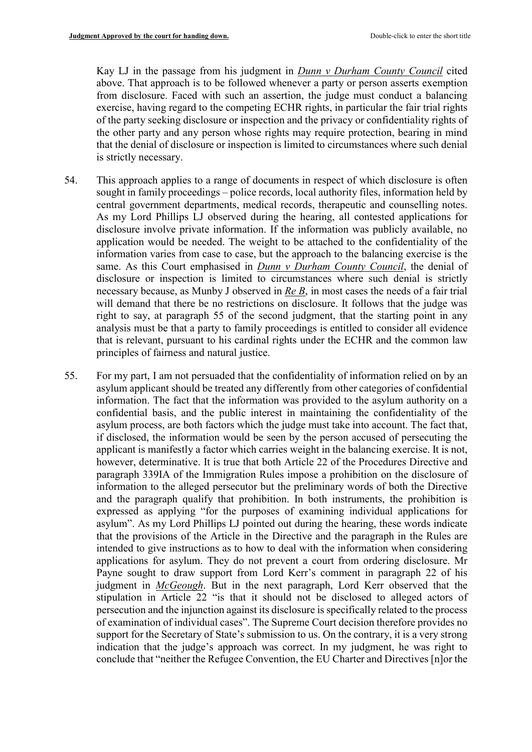Kay LJ in the passage from his judgment in *Dunn v Durham County Council* cited above. That approach is to be followed whenever a party or person asserts exemption from disclosure. Faced with such an assertion, the judge must conduct a balancing exercise, having regard to the competing ECHR rights, in particular the fair trial rights of the party seeking disclosure or inspection and the privacy or confidentiality rights of the other party and any person whose rights may require protection, bearing in mind that the denial of disclosure or inspection is limited to circumstances where such denial is strictly necessary.

54. This approach applies to a range of documents in respect of which disclosure is often sought in family proceedings – police records, local authority files, information held by central government departments, medical records, therapeutic and counselling notes. As my Lord Phillips LJ observed during the hearing, all contested applications for disclosure involve private information. If the information was publicly available, no application would be needed. The weight to be attached to the confidentiality of the information varies from case to case, but the approach to the balancing exercise is the same. As this Court emphasised in *Dunn v Durham County Council*, the denial of disclosure or inspection is limited to circumstances where such denial is strictly necessary because, as Munby J observed in *Re B*, in most cases the needs of a fair trial will demand that there be no restrictions on disclosure. It follows that the judge was right to say, at paragraph 55 of the second judgment, that the starting point in any analysis must be that a party to family proceedings is entitled to consider all evidence that is relevant, pursuant to his cardinal rights under the ECHR and the common law principles of fairness and natural justice.

55. For my part, I am not persuaded that the confidentiality of information relied on by an asylum applicant should be treated any differently from other categories of confidential information. The fact that the information was provided to the asylum authority on a confidential basis, and the public interest in maintaining the confidentiality of the asylum process, are both factors which the judge must take into account. The fact that, if disclosed, the information would be seen by the person accused of persecuting the applicant is manifestly a factor which carries weight in the balancing exercise. It is not, however, determinative. It is true that both Article 22 of the Procedures Directive and paragraph 339IA of the Immigration Rules impose a prohibition on the disclosure of information to the alleged persecutor but the preliminary words of both the Directive and the paragraph qualify that prohibition. In both instruments, the prohibition is expressed as applying "for the purposes of examining individual applications for asylum". As my Lord Phillips LJ pointed out during the hearing, these words indicate that the provisions of the Article in the Directive and the paragraph in the Rules are intended to give instructions as to how to deal with the information when considering applications for asylum. They do not prevent a court from ordering disclosure. Mr Payne sought to draw support from Lord Kerr's comment in paragraph 22 of his judgment in *McGeough*. But in the next paragraph, Lord Kerr observed that the stipulation in Article 22 "is that it should not be disclosed to alleged actors of persecution and the injunction against its disclosure is specifically related to the process of examination of individual cases". The Supreme Court decision therefore provides no support for the Secretary of State's submission to us. On the contrary, it is a very strong indication that the judge's approach was correct. In my judgment, he was right to conclude that "neither the Refugee Convention, the EU Charter and Directives [n]or the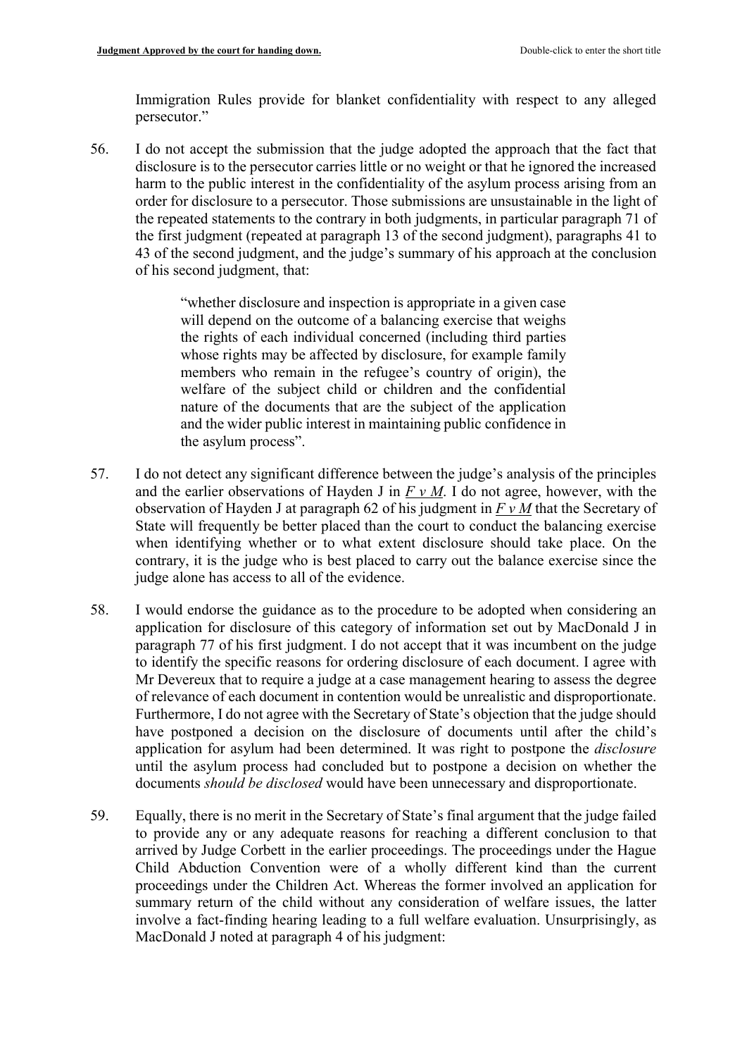Immigration Rules provide for blanket confidentiality with respect to any alleged persecutor."

56. I do not accept the submission that the judge adopted the approach that the fact that disclosure is to the persecutor carries little or no weight or that he ignored the increased harm to the public interest in the confidentiality of the asylum process arising from an order for disclosure to a persecutor. Those submissions are unsustainable in the light of the repeated statements to the contrary in both judgments, in particular paragraph 71 of the first judgment (repeated at paragraph 13 of the second judgment), paragraphs 41 to 43 of the second judgment, and the judge's summary of his approach at the conclusion of his second judgment, that:

> "whether disclosure and inspection is appropriate in a given case will depend on the outcome of a balancing exercise that weighs the rights of each individual concerned (including third parties whose rights may be affected by disclosure, for example family members who remain in the refugee's country of origin), the welfare of the subject child or children and the confidential nature of the documents that are the subject of the application and the wider public interest in maintaining public confidence in the asylum process".

57. I do not detect any significant difference between the judge's analysis of the principles and the earlier observations of Hayden J in _F v M_. I do not agree, however, with the observation of Hayden J at paragraph 62 of his judgment in _F v M_ that the Secretary of State will frequently be better placed than the court to conduct the balancing exercise when identifying whether or to what extent disclosure should take place. On the contrary, it is the judge who is best placed to carry out the balance exercise since the judge alone has access to all of the evidence.

58. I would endorse the guidance as to the procedure to be adopted when considering an application for disclosure of this category of information set out by MacDonald J in paragraph 77 of his first judgment. I do not accept that it was incumbent on the judge to identify the specific reasons for ordering disclosure of each document. I agree with Mr Devereux that to require a judge at a case management hearing to assess the degree of relevance of each document in contention would be unrealistic and disproportionate. Furthermore, I do not agree with the Secretary of State's objection that the judge should have postponed a decision on the disclosure of documents until after the child's application for asylum had been determined. It was right to postpone the *disclosure* until the asylum process had concluded but to postpone a decision on whether the documents *should be disclosed* would have been unnecessary and disproportionate.

59. Equally, there is no merit in the Secretary of State's final argument that the judge failed to provide any or any adequate reasons for reaching a different conclusion to that arrived by Judge Corbett in the earlier proceedings. The proceedings under the Hague Child Abduction Convention were of a wholly different kind than the current proceedings under the Children Act. Whereas the former involved an application for summary return of the child without any consideration of welfare issues, the latter involve a fact-finding hearing leading to a full welfare evaluation. Unsurprisingly, as MacDonald J noted at paragraph 4 of his judgment: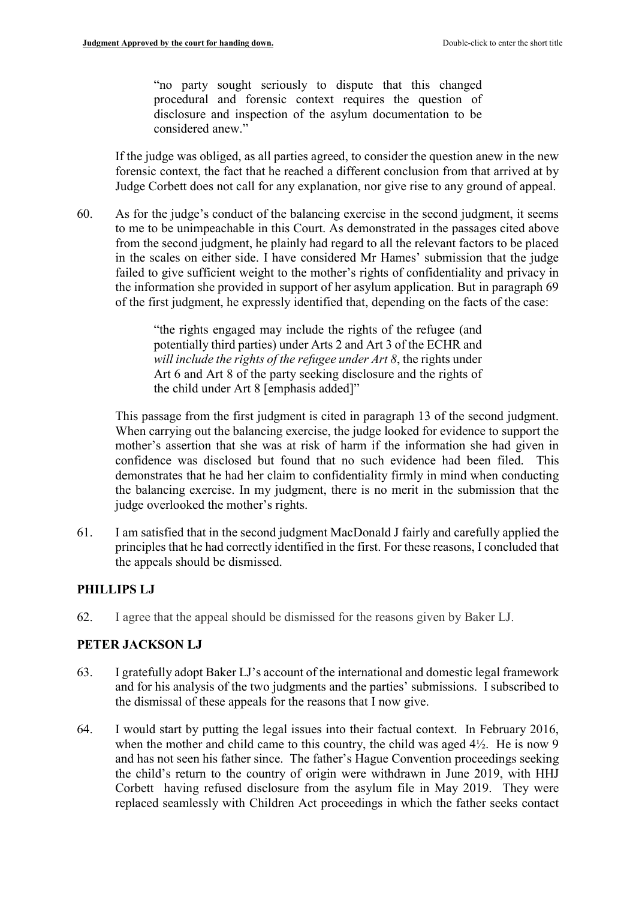> "no party sought seriously to dispute that this changed procedural and forensic context requires the question of disclosure and inspection of the asylum documentation to be considered anew."

If the judge was obliged, as all parties agreed, to consider the question anew in the new forensic context, the fact that he reached a different conclusion from that arrived at by Judge Corbett does not call for any explanation, nor give rise to any ground of appeal.

60. As for the judge's conduct of the balancing exercise in the second judgment, it seems to me to be unimpeachable in this Court. As demonstrated in the passages cited above from the second judgment, he plainly had regard to all the relevant factors to be placed in the scales on either side. I have considered Mr Hames' submission that the judge failed to give sufficient weight to the mother's rights of confidentiality and privacy in the information she provided in support of her asylum application. But in paragraph 69 of the first judgment, he expressly identified that, depending on the facts of the case:

> "the rights engaged may include the rights of the refugee (and potentially third parties) under Arts 2 and Art 3 of the ECHR and *will include the rights of the refugee under Art 8*, the rights under Art 6 and Art 8 of the party seeking disclosure and the rights of the child under Art 8 [emphasis added]"

This passage from the first judgment is cited in paragraph 13 of the second judgment. When carrying out the balancing exercise, the judge looked for evidence to support the mother's assertion that she was at risk of harm if the information she had given in confidence was disclosed but found that no such evidence had been filed. This demonstrates that he had her claim to confidentiality firmly in mind when conducting the balancing exercise. In my judgment, there is no merit in the submission that the judge overlooked the mother's rights.

61. I am satisfied that in the second judgment MacDonald J fairly and carefully applied the principles that he had correctly identified in the first. For these reasons, I concluded that the appeals should be dismissed.

## PHILLIPS LJ

62. I agree that the appeal should be dismissed for the reasons given by Baker LJ.

## PETER JACKSON LJ

63. I gratefully adopt Baker LJ's account of the international and domestic legal framework and for his analysis of the two judgments and the parties' submissions. I subscribed to the dismissal of these appeals for the reasons that I now give.

64. I would start by putting the legal issues into their factual context. In February 2016, when the mother and child came to this country, the child was aged 4½. He is now 9 and has not seen his father since. The father's Hague Convention proceedings seeking the child's return to the country of origin were withdrawn in June 2019, with HHJ Corbett having refused disclosure from the asylum file in May 2019. They were replaced seamlessly with Children Act proceedings in which the father seeks contact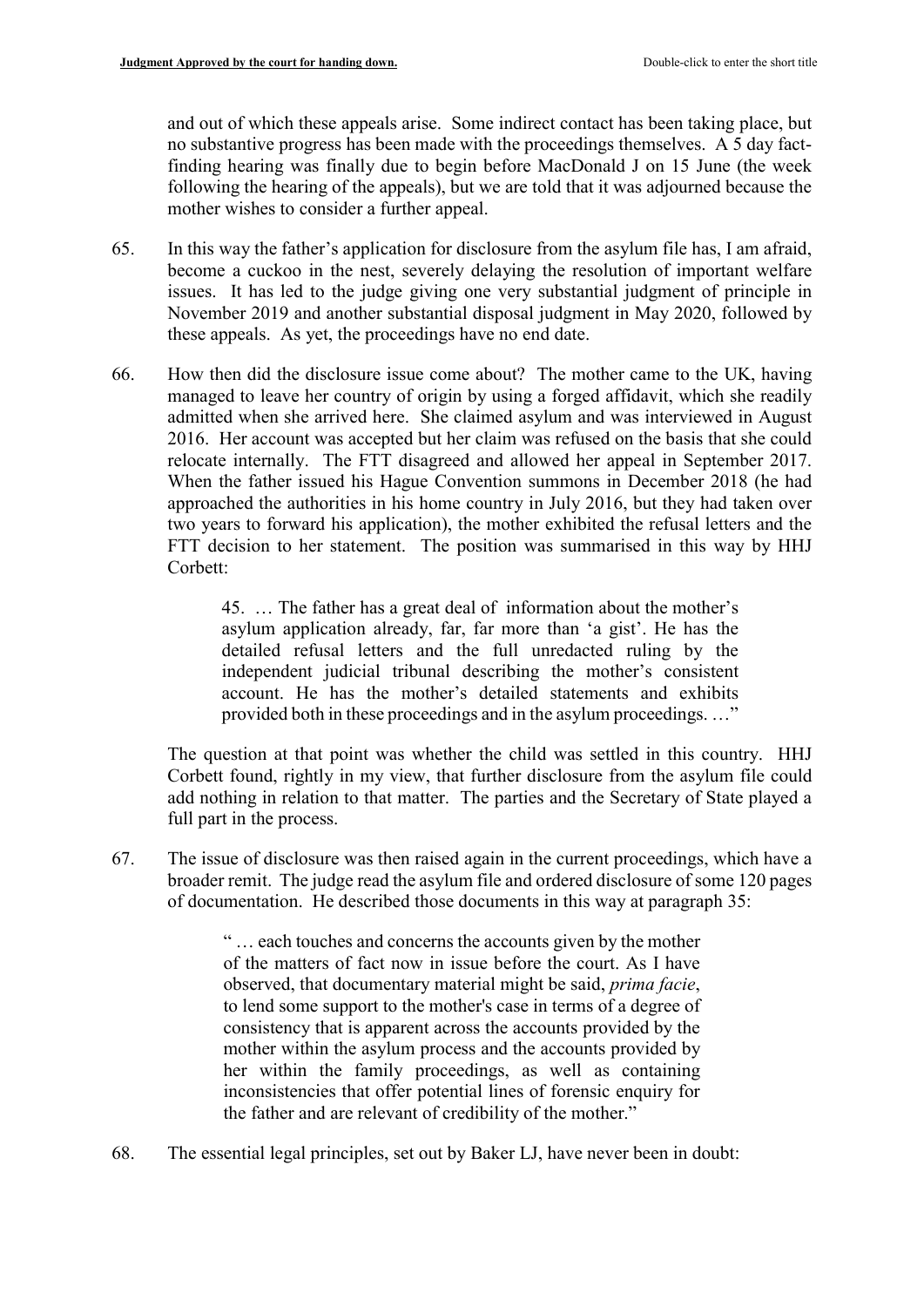and out of which these appeals arise. Some indirect contact has been taking place, but no substantive progress has been made with the proceedings themselves. A 5 day fact-finding hearing was finally due to begin before MacDonald J on 15 June (the week following the hearing of the appeals), but we are told that it was adjourned because the mother wishes to consider a further appeal.

65. In this way the father's application for disclosure from the asylum file has, I am afraid, become a cuckoo in the nest, severely delaying the resolution of important welfare issues. It has led to the judge giving one very substantial judgment of principle in November 2019 and another substantial disposal judgment in May 2020, followed by these appeals. As yet, the proceedings have no end date.

66. How then did the disclosure issue come about? The mother came to the UK, having managed to leave her country of origin by using a forged affidavit, which she readily admitted when she arrived here. She claimed asylum and was interviewed in August 2016. Her account was accepted but her claim was refused on the basis that she could relocate internally. The FTT disagreed and allowed her appeal in September 2017. When the father issued his Hague Convention summons in December 2018 (he had approached the authorities in his home country in July 2016, but they had taken over two years to forward his application), the mother exhibited the refusal letters and the FTT decision to her statement. The position was summarised in this way by HHJ Corbett:

> 45. … The father has a great deal of information about the mother's asylum application already, far, far more than 'a gist'. He has the detailed refusal letters and the full unredacted ruling by the independent judicial tribunal describing the mother's consistent account. He has the mother's detailed statements and exhibits provided both in these proceedings and in the asylum proceedings. …"

The question at that point was whether the child was settled in this country. HHJ Corbett found, rightly in my view, that further disclosure from the asylum file could add nothing in relation to that matter. The parties and the Secretary of State played a full part in the process.

67. The issue of disclosure was then raised again in the current proceedings, which have a broader remit. The judge read the asylum file and ordered disclosure of some 120 pages of documentation. He described those documents in this way at paragraph 35:

> " … each touches and concerns the accounts given by the mother of the matters of fact now in issue before the court. As I have observed, that documentary material might be said, *prima facie*, to lend some support to the mother's case in terms of a degree of consistency that is apparent across the accounts provided by the mother within the asylum process and the accounts provided by her within the family proceedings, as well as containing inconsistencies that offer potential lines of forensic enquiry for the father and are relevant of credibility of the mother."

68. The essential legal principles, set out by Baker LJ, have never been in doubt: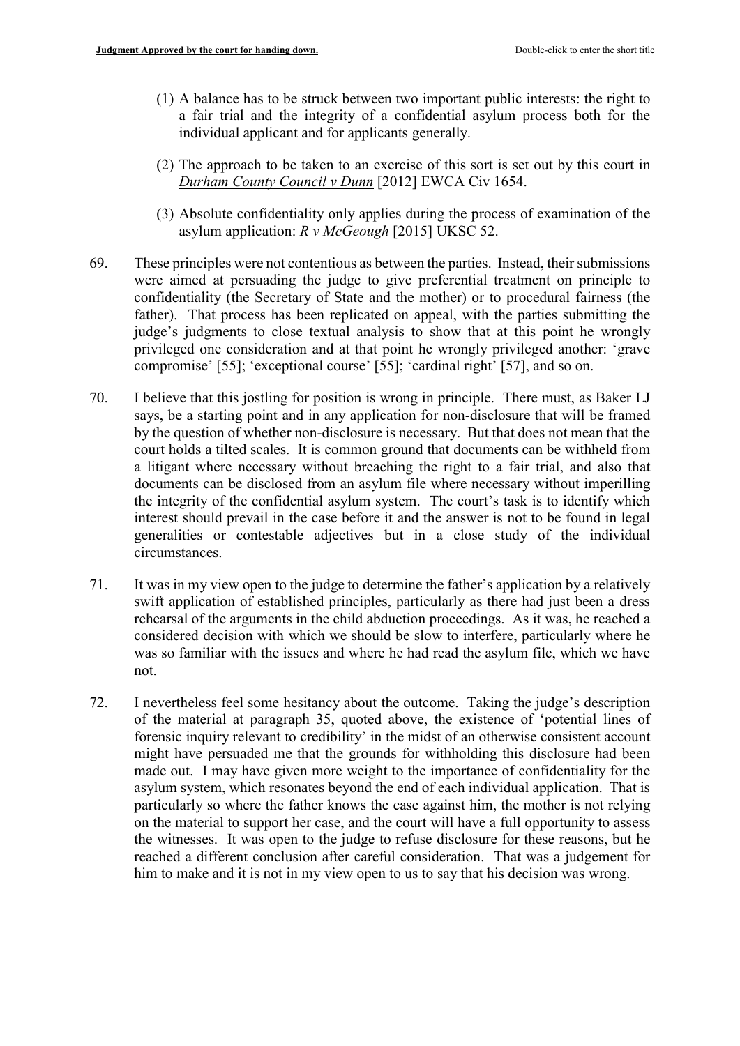(1) A balance has to be struck between two important public interests: the right to a fair trial and the integrity of a confidential asylum process both for the individual applicant and for applicants generally.

(2) The approach to be taken to an exercise of this sort is set out by this court in *Durham County Council v Dunn* [2012] EWCA Civ 1654.

(3) Absolute confidentiality only applies during the process of examination of the asylum application: *R v McGeough* [2015] UKSC 52.

69. These principles were not contentious as between the parties. Instead, their submissions were aimed at persuading the judge to give preferential treatment on principle to confidentiality (the Secretary of State and the mother) or to procedural fairness (the father). That process has been replicated on appeal, with the parties submitting the judge's judgments to close textual analysis to show that at this point he wrongly privileged one consideration and at that point he wrongly privileged another: 'grave compromise' [55]; 'exceptional course' [55]; 'cardinal right' [57], and so on.

70. I believe that this jostling for position is wrong in principle. There must, as Baker LJ says, be a starting point and in any application for non-disclosure that will be framed by the question of whether non-disclosure is necessary. But that does not mean that the court holds a tilted scales. It is common ground that documents can be withheld from a litigant where necessary without breaching the right to a fair trial, and also that documents can be disclosed from an asylum file where necessary without imperilling the integrity of the confidential asylum system. The court's task is to identify which interest should prevail in the case before it and the answer is not to be found in legal generalities or contestable adjectives but in a close study of the individual circumstances.

71. It was in my view open to the judge to determine the father's application by a relatively swift application of established principles, particularly as there had just been a dress rehearsal of the arguments in the child abduction proceedings. As it was, he reached a considered decision with which we should be slow to interfere, particularly where he was so familiar with the issues and where he had read the asylum file, which we have not.

72. I nevertheless feel some hesitancy about the outcome. Taking the judge's description of the material at paragraph 35, quoted above, the existence of 'potential lines of forensic inquiry relevant to credibility' in the midst of an otherwise consistent account might have persuaded me that the grounds for withholding this disclosure had been made out. I may have given more weight to the importance of confidentiality for the asylum system, which resonates beyond the end of each individual application. That is particularly so where the father knows the case against him, the mother is not relying on the material to support her case, and the court will have a full opportunity to assess the witnesses. It was open to the judge to refuse disclosure for these reasons, but he reached a different conclusion after careful consideration. That was a judgement for him to make and it is not in my view open to us to say that his decision was wrong.